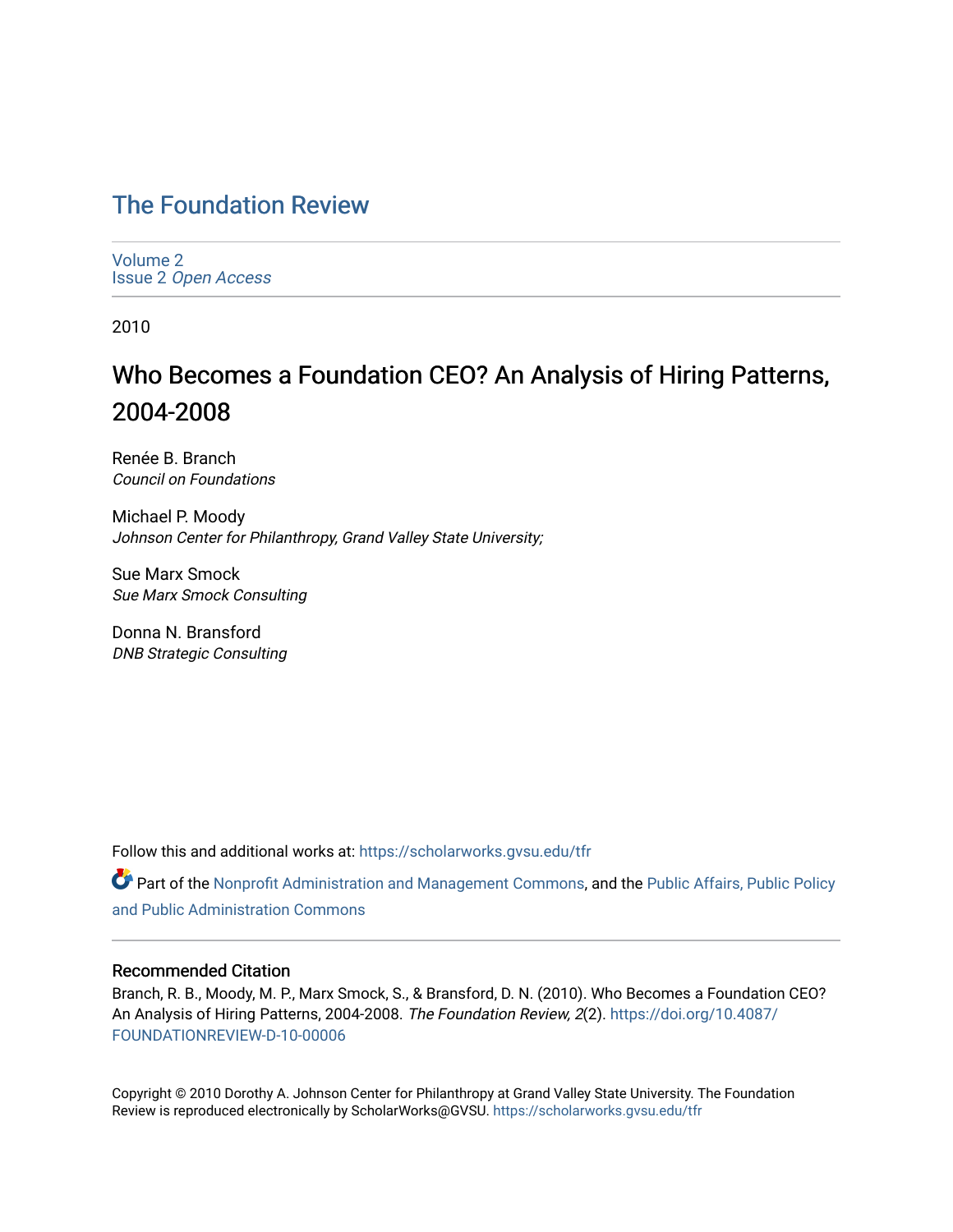# The Foundation Review

Volume 2
Issue 2 *Open Access*

2010

## Who Becomes a Foundation CEO? An Analysis of Hiring Patterns, 2004-2008

Renée B. Branch
*Council on Foundations*

Michael P. Moody
*Johnson Center for Philanthropy, Grand Valley State University;*

Sue Marx Smock
*Sue Marx Smock Consulting*

Donna N. Bransford
*DNB Strategic Consulting*

Follow this and additional works at: https://scholarworks.gvsu.edu/tfr

Part of the Nonprofit Administration and Management Commons, and the Public Affairs, Public Policy and Public Administration Commons

### Recommended Citation

Branch, R. B., Moody, M. P., Marx Smock, S., & Bransford, D. N. (2010). Who Becomes a Foundation CEO? An Analysis of Hiring Patterns, 2004-2008. *The Foundation Review, 2*(2). https://doi.org/10.4087/FOUNDATIONREVIEW-D-10-00006

Copyright © 2010 Dorothy A. Johnson Center for Philanthropy at Grand Valley State University. The Foundation Review is reproduced electronically by ScholarWorks@GVSU. https://scholarworks.gvsu.edu/tfr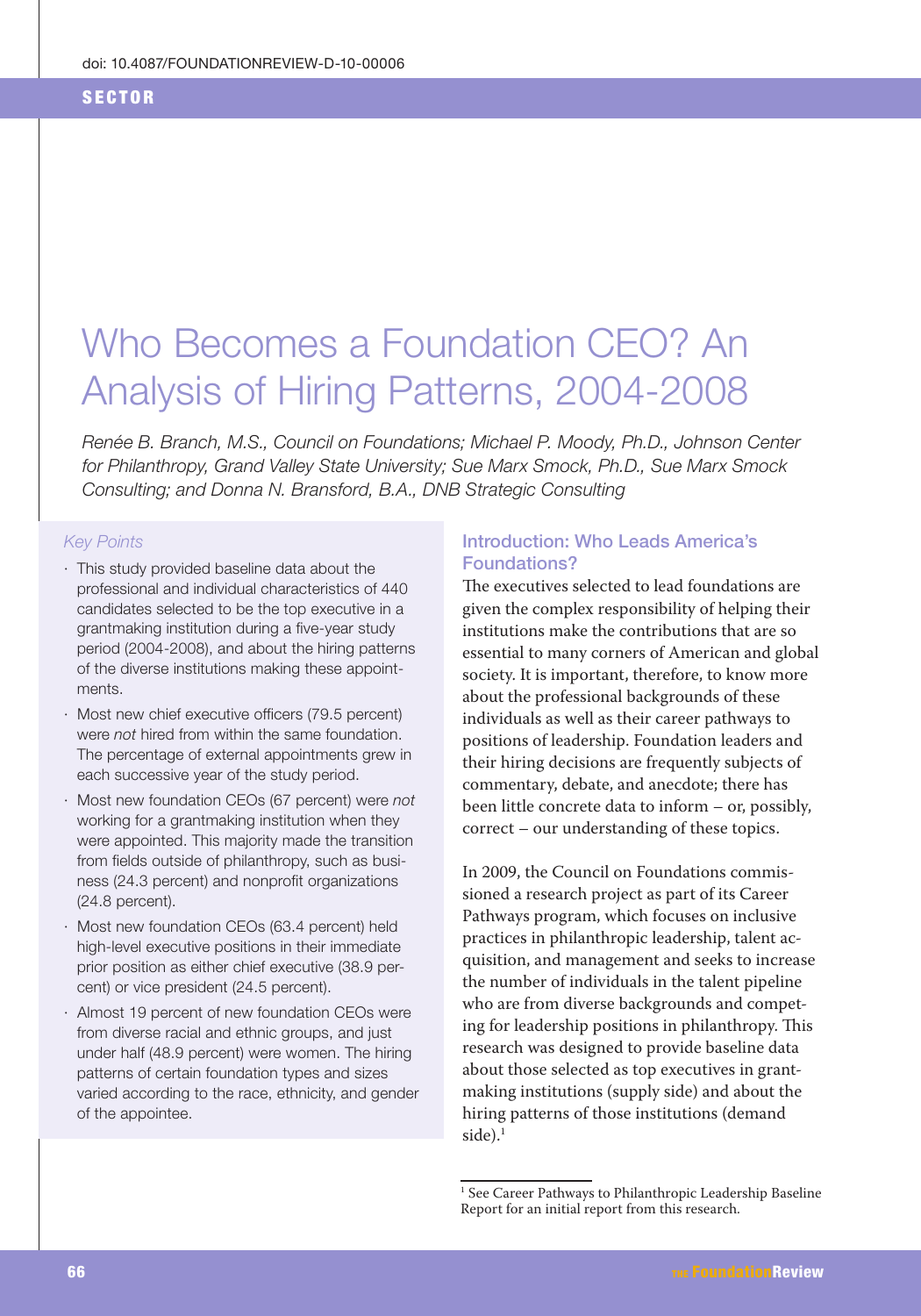doi: 10.4087/FOUNDATIONREVIEW-D-10-00006

SECTOR

# Who Becomes a Foundation CEO? An Analysis of Hiring Patterns, 2004-2008

*Renée B. Branch, M.S., Council on Foundations; Michael P. Moody, Ph.D., Johnson Center for Philanthropy, Grand Valley State University; Sue Marx Smock, Ph.D., Sue Marx Smock Consulting; and Donna N. Bransford, B.A., DNB Strategic Consulting*

*Key Points*

- This study provided baseline data about the professional and individual characteristics of 440 candidates selected to be the top executive in a grantmaking institution during a five-year study period (2004-2008), and about the hiring patterns of the diverse institutions making these appointments.
- Most new chief executive officers (79.5 percent) were *not* hired from within the same foundation. The percentage of external appointments grew in each successive year of the study period.
- Most new foundation CEOs (67 percent) were *not* working for a grantmaking institution when they were appointed. This majority made the transition from fields outside of philanthropy, such as business (24.3 percent) and nonprofit organizations (24.8 percent).
- Most new foundation CEOs (63.4 percent) held high-level executive positions in their immediate prior position as either chief executive (38.9 percent) or vice president (24.5 percent).
- Almost 19 percent of new foundation CEOs were from diverse racial and ethnic groups, and just under half (48.9 percent) were women. The hiring patterns of certain foundation types and sizes varied according to the race, ethnicity, and gender of the appointee.

## Introduction: Who Leads America's Foundations?

The executives selected to lead foundations are given the complex responsibility of helping their institutions make the contributions that are so essential to many corners of American and global society. It is important, therefore, to know more about the professional backgrounds of these individuals as well as their career pathways to positions of leadership. Foundation leaders and their hiring decisions are frequently subjects of commentary, debate, and anecdote; there has been little concrete data to inform – or, possibly, correct – our understanding of these topics.

In 2009, the Council on Foundations commissioned a research project as part of its Career Pathways program, which focuses on inclusive practices in philanthropic leadership, talent acquisition, and management and seeks to increase the number of individuals in the talent pipeline who are from diverse backgrounds and competing for leadership positions in philanthropy. This research was designed to provide baseline data about those selected as top executives in grantmaking institutions (supply side) and about the hiring patterns of those institutions (demand side).[1]

[1] See Career Pathways to Philanthropic Leadership Baseline Report for an initial report from this research.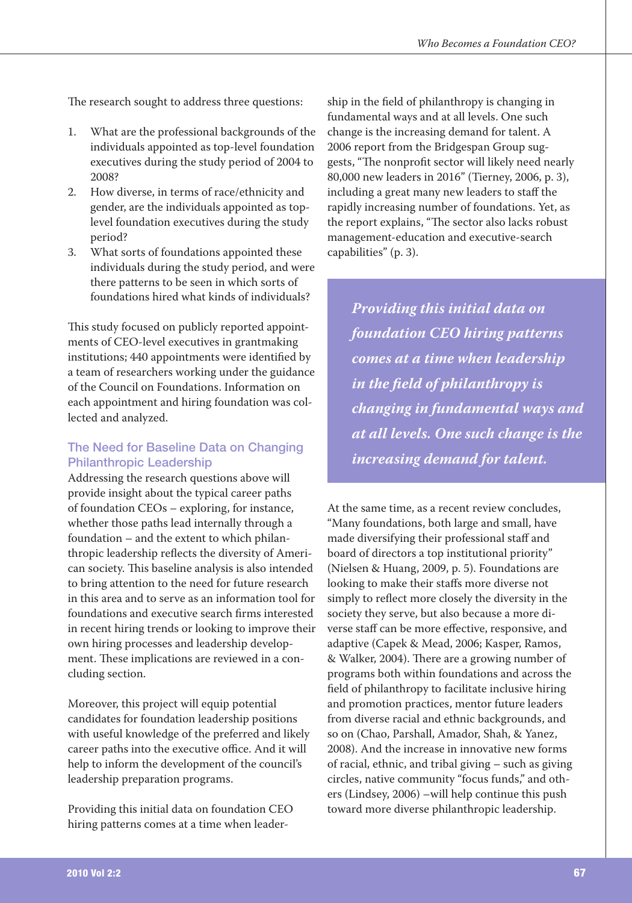The research sought to address three questions:

1. What are the professional backgrounds of the individuals appointed as top-level foundation executives during the study period of 2004 to 2008?
2. How diverse, in terms of race/ethnicity and gender, are the individuals appointed as top-level foundation executives during the study period?
3. What sorts of foundations appointed these individuals during the study period, and were there patterns to be seen in which sorts of foundations hired what kinds of individuals?

This study focused on publicly reported appointments of CEO-level executives in grantmaking institutions; 440 appointments were identified by a team of researchers working under the guidance of the Council on Foundations. Information on each appointment and hiring foundation was collected and analyzed.

### The Need for Baseline Data on Changing Philanthropic Leadership

Addressing the research questions above will provide insight about the typical career paths of foundation CEOs – exploring, for instance, whether those paths lead internally through a foundation – and the extent to which philanthropic leadership reflects the diversity of American society. This baseline analysis is also intended to bring attention to the need for future research in this area and to serve as an information tool for foundations and executive search firms interested in recent hiring trends or looking to improve their own hiring processes and leadership development. These implications are reviewed in a concluding section.

Moreover, this project will equip potential candidates for foundation leadership positions with useful knowledge of the preferred and likely career paths into the executive office. And it will help to inform the development of the council's leadership preparation programs.

Providing this initial data on foundation CEO hiring patterns comes at a time when leadership in the field of philanthropy is changing in fundamental ways and at all levels. One such change is the increasing demand for talent. A 2006 report from the Bridgespan Group suggests, "The nonprofit sector will likely need nearly 80,000 new leaders in 2016" (Tierney, 2006, p. 3), including a great many new leaders to staff the rapidly increasing number of foundations. Yet, as the report explains, "The sector also lacks robust management-education and executive-search capabilities" (p. 3).

> ***Providing this initial data on foundation CEO hiring patterns comes at a time when leadership in the field of philanthropy is changing in fundamental ways and at all levels. One such change is the increasing demand for talent.***

At the same time, as a recent review concludes, "Many foundations, both large and small, have made diversifying their professional staff and board of directors a top institutional priority" (Nielsen & Huang, 2009, p. 5). Foundations are looking to make their staffs more diverse not simply to reflect more closely the diversity in the society they serve, but also because a more diverse staff can be more effective, responsive, and adaptive (Capek & Mead, 2006; Kasper, Ramos, & Walker, 2004). There are a growing number of programs both within foundations and across the field of philanthropy to facilitate inclusive hiring and promotion practices, mentor future leaders from diverse racial and ethnic backgrounds, and so on (Chao, Parshall, Amador, Shah, & Yanez, 2008). And the increase in innovative new forms of racial, ethnic, and tribal giving – such as giving circles, native community "focus funds," and others (Lindsey, 2006) –will help continue this push toward more diverse philanthropic leadership.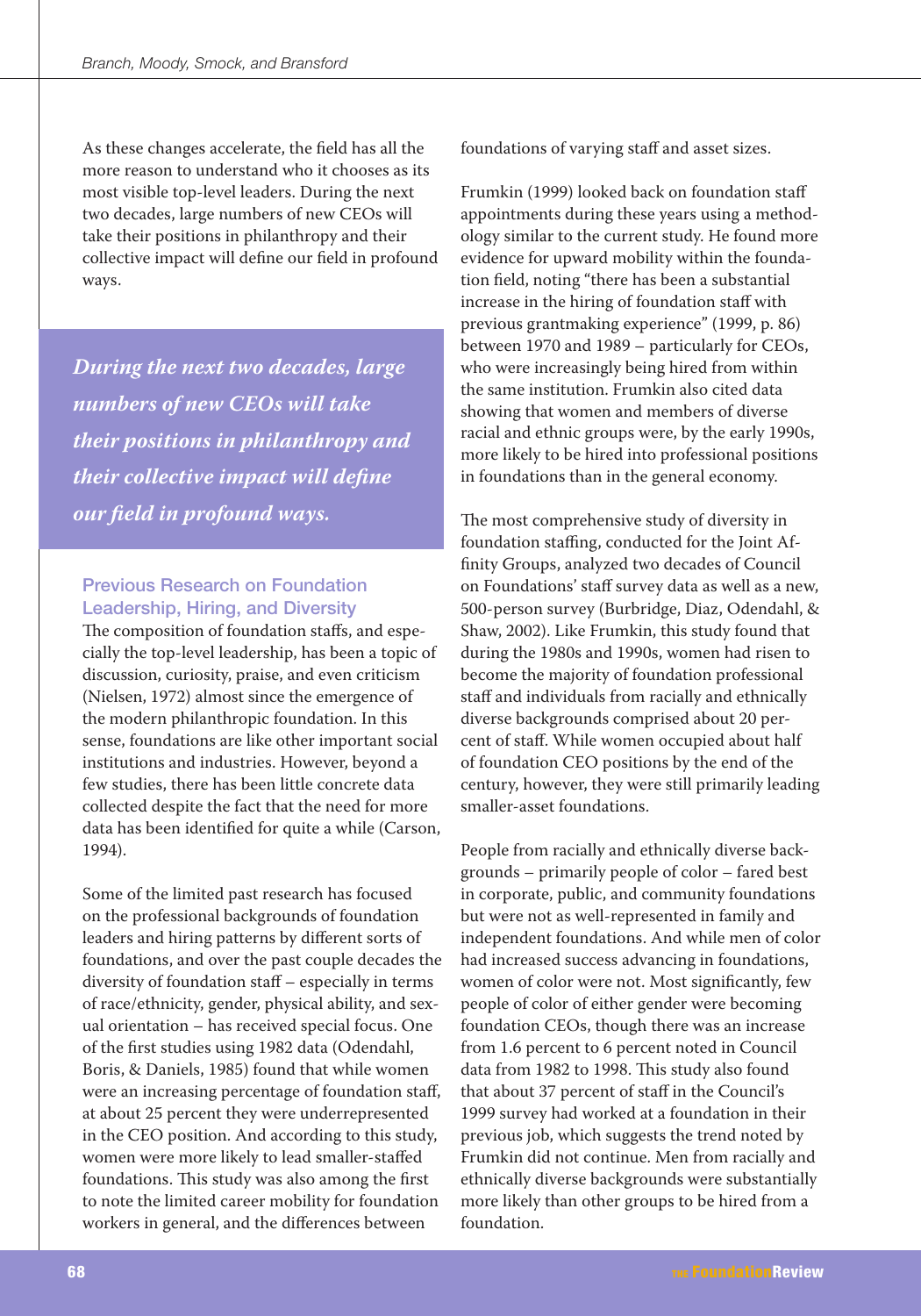As these changes accelerate, the field has all the more reason to understand who it chooses as its most visible top-level leaders. During the next two decades, large numbers of new CEOs will take their positions in philanthropy and their collective impact will define our field in profound ways.

> ***During the next two decades, large numbers of new CEOs will take their positions in philanthropy and their collective impact will define our field in profound ways.***

### Previous Research on Foundation Leadership, Hiring, and Diversity

The composition of foundation staffs, and especially the top-level leadership, has been a topic of discussion, curiosity, praise, and even criticism (Nielsen, 1972) almost since the emergence of the modern philanthropic foundation. In this sense, foundations are like other important social institutions and industries. However, beyond a few studies, there has been little concrete data collected despite the fact that the need for more data has been identified for quite a while (Carson, 1994).

Some of the limited past research has focused on the professional backgrounds of foundation leaders and hiring patterns by different sorts of foundations, and over the past couple decades the diversity of foundation staff – especially in terms of race/ethnicity, gender, physical ability, and sexual orientation – has received special focus. One of the first studies using 1982 data (Odendahl, Boris, & Daniels, 1985) found that while women were an increasing percentage of foundation staff, at about 25 percent they were underrepresented in the CEO position. And according to this study, women were more likely to lead smaller-staffed foundations. This study was also among the first to note the limited career mobility for foundation workers in general, and the differences between foundations of varying staff and asset sizes.

Frumkin (1999) looked back on foundation staff appointments during these years using a methodology similar to the current study. He found more evidence for upward mobility within the foundation field, noting "there has been a substantial increase in the hiring of foundation staff with previous grantmaking experience" (1999, p. 86) between 1970 and 1989 – particularly for CEOs, who were increasingly being hired from within the same institution. Frumkin also cited data showing that women and members of diverse racial and ethnic groups were, by the early 1990s, more likely to be hired into professional positions in foundations than in the general economy.

The most comprehensive study of diversity in foundation staffing, conducted for the Joint Affinity Groups, analyzed two decades of Council on Foundations' staff survey data as well as a new, 500-person survey (Burbridge, Diaz, Odendahl, & Shaw, 2002). Like Frumkin, this study found that during the 1980s and 1990s, women had risen to become the majority of foundation professional staff and individuals from racially and ethnically diverse backgrounds comprised about 20 percent of staff. While women occupied about half of foundation CEO positions by the end of the century, however, they were still primarily leading smaller-asset foundations.

People from racially and ethnically diverse backgrounds – primarily people of color – fared best in corporate, public, and community foundations but were not as well-represented in family and independent foundations. And while men of color had increased success advancing in foundations, women of color were not. Most significantly, few people of color of either gender were becoming foundation CEOs, though there was an increase from 1.6 percent to 6 percent noted in Council data from 1982 to 1998. This study also found that about 37 percent of staff in the Council's 1999 survey had worked at a foundation in their previous job, which suggests the trend noted by Frumkin did not continue. Men from racially and ethnically diverse backgrounds were substantially more likely than other groups to be hired from a foundation.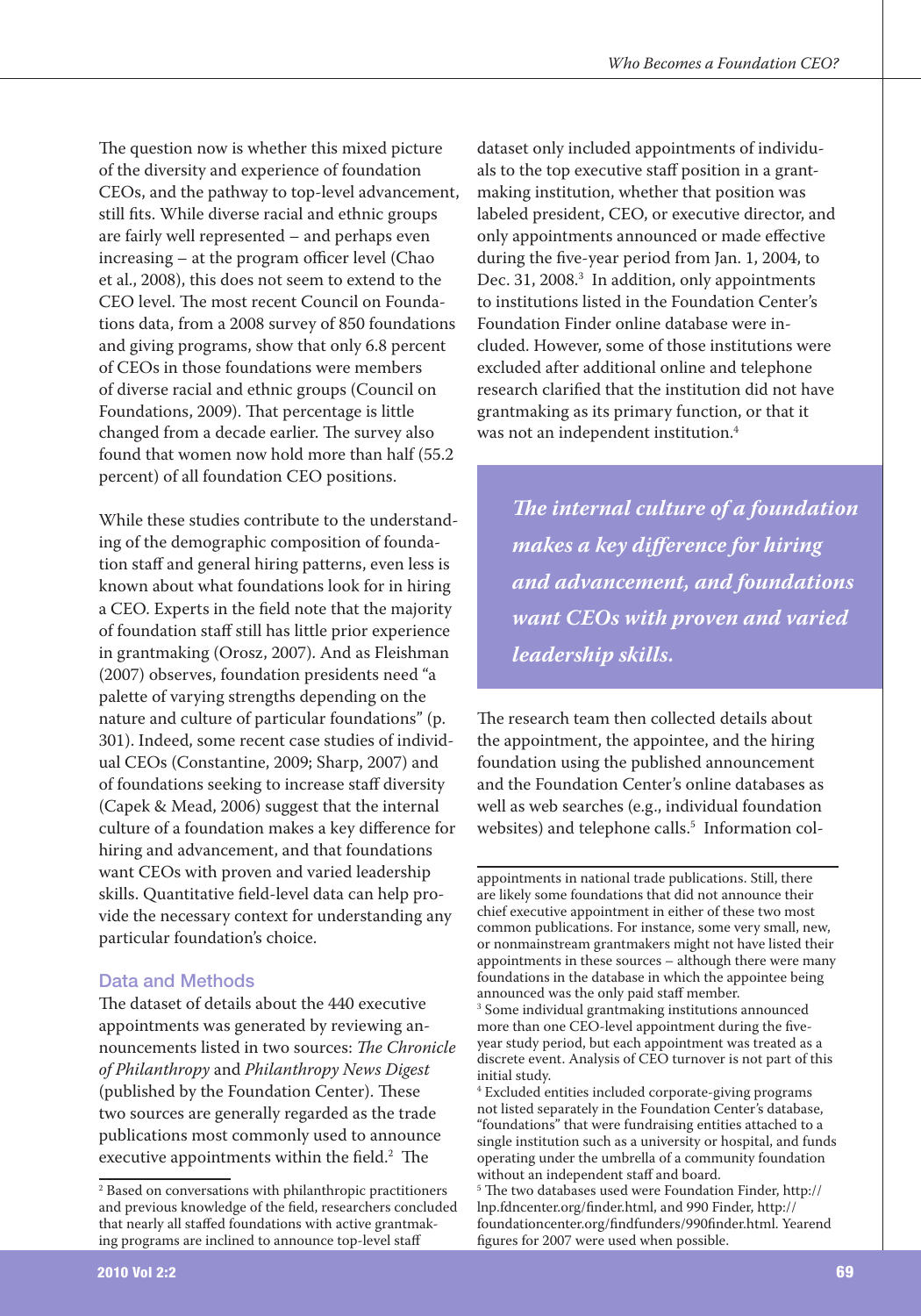The question now is whether this mixed picture of the diversity and experience of foundation CEOs, and the pathway to top-level advancement, still fits. While diverse racial and ethnic groups are fairly well represented – and perhaps even increasing – at the program officer level (Chao et al., 2008), this does not seem to extend to the CEO level. The most recent Council on Foundations data, from a 2008 survey of 850 foundations and giving programs, show that only 6.8 percent of CEOs in those foundations were members of diverse racial and ethnic groups (Council on Foundations, 2009). That percentage is little changed from a decade earlier. The survey also found that women now hold more than half (55.2 percent) of all foundation CEO positions.

While these studies contribute to the understanding of the demographic composition of foundation staff and general hiring patterns, even less is known about what foundations look for in hiring a CEO. Experts in the field note that the majority of foundation staff still has little prior experience in grantmaking (Orosz, 2007). And as Fleishman (2007) observes, foundation presidents need "a palette of varying strengths depending on the nature and culture of particular foundations" (p. 301). Indeed, some recent case studies of individual CEOs (Constantine, 2009; Sharp, 2007) and of foundations seeking to increase staff diversity (Capek & Mead, 2006) suggest that the internal culture of a foundation makes a key difference for hiring and advancement, and that foundations want CEOs with proven and varied leadership skills. Quantitative field-level data can help provide the necessary context for understanding any particular foundation's choice.

## Data and Methods

The dataset of details about the 440 executive appointments was generated by reviewing announcements listed in two sources: *The Chronicle of Philanthropy* and *Philanthropy News Digest* (published by the Foundation Center). These two sources are generally regarded as the trade publications most commonly used to announce executive appointments within the field.[2] The dataset only included appointments of individuals to the top executive staff position in a grantmaking institution, whether that position was labeled president, CEO, or executive director, and only appointments announced or made effective during the five-year period from Jan. 1, 2004, to Dec. 31, 2008.[3] In addition, only appointments to institutions listed in the Foundation Center's Foundation Finder online database were included. However, some of those institutions were excluded after additional online and telephone research clarified that the institution did not have grantmaking as its primary function, or that it was not an independent institution.[4]

> ***The internal culture of a foundation makes a key difference for hiring and advancement, and foundations want CEOs with proven and varied leadership skills.***

The research team then collected details about the appointment, the appointee, and the hiring foundation using the published announcement and the Foundation Center's online databases as well as web searches (e.g., individual foundation websites) and telephone calls.[5] Information col-

---

[2] Based on conversations with philanthropic practitioners and previous knowledge of the field, researchers concluded that nearly all staffed foundations with active grantmaking programs are inclined to announce top-level staff appointments in national trade publications. Still, there are likely some foundations that did not announce their chief executive appointment in either of these two most common publications. For instance, some very small, new, or nonmainstream grantmakers might not have listed their appointments in these sources – although there were many foundations in the database in which the appointee being announced was the only paid staff member.

[3] Some individual grantmaking institutions announced more than one CEO-level appointment during the five-year study period, but each appointment was treated as a discrete event. Analysis of CEO turnover is not part of this initial study.

[4] Excluded entities included corporate-giving programs not listed separately in the Foundation Center's database, "foundations" that were fundraising entities attached to a single institution such as a university or hospital, and funds operating under the umbrella of a community foundation without an independent staff and board.

[5] The two databases used were Foundation Finder, http://lnp.fdncenter.org/finder.html, and 990 Finder, http://foundationcenter.org/findfunders/990finder.html. Yearend figures for 2007 were used when possible.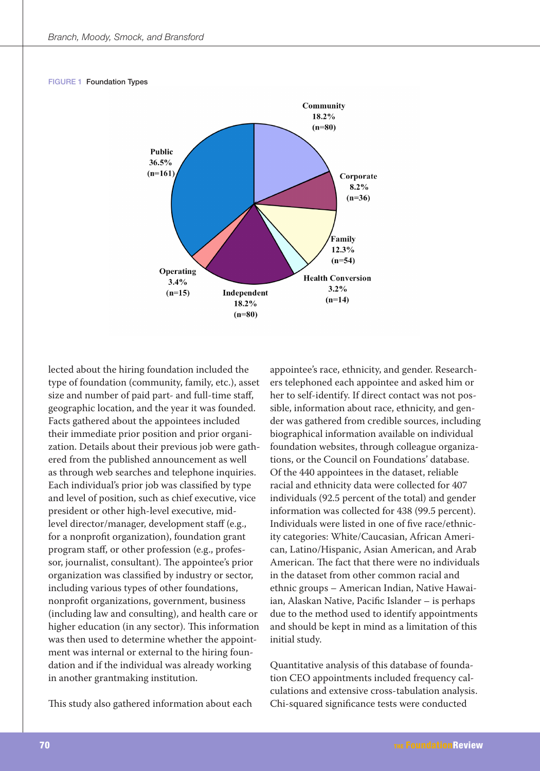FIGURE 1 Foundation Types

| Foundation Type | Percent | n |
|---|---|---|
| Community | 18.2% | 80 |
| Corporate | 8.2% | 36 |
| Family | 12.3% | 54 |
| Health Conversion | 3.2% | 14 |
| Independent | 18.2% | 80 |
| Operating | 3.4% | 15 |
| Public | 36.5% | 161 |

lected about the hiring foundation included the type of foundation (community, family, etc.), asset size and number of paid part- and full-time staff, geographic location, and the year it was founded. Facts gathered about the appointees included their immediate prior position and prior organization. Details about their previous job were gathered from the published announcement as well as through web searches and telephone inquiries. Each individual's prior job was classified by type and level of position, such as chief executive, vice president or other high-level executive, mid-level director/manager, development staff (e.g., for a nonprofit organization), foundation grant program staff, or other profession (e.g., professor, journalist, consultant). The appointee's prior organization was classified by industry or sector, including various types of other foundations, nonprofit organizations, government, business (including law and consulting), and health care or higher education (in any sector). This information was then used to determine whether the appointment was internal or external to the hiring foundation and if the individual was already working in another grantmaking institution.

This study also gathered information about each appointee's race, ethnicity, and gender. Researchers telephoned each appointee and asked him or her to self-identify. If direct contact was not possible, information about race, ethnicity, and gender was gathered from credible sources, including biographical information available on individual foundation websites, through colleague organizations, or the Council on Foundations' database. Of the 440 appointees in the dataset, reliable racial and ethnicity data were collected for 407 individuals (92.5 percent of the total) and gender information was collected for 438 (99.5 percent). Individuals were listed in one of five race/ethnicity categories: White/Caucasian, African American, Latino/Hispanic, Asian American, and Arab American. The fact that there were no individuals in the dataset from other common racial and ethnic groups – American Indian, Native Hawaiian, Alaskan Native, Pacific Islander – is perhaps due to the method used to identify appointments and should be kept in mind as a limitation of this initial study.

Quantitative analysis of this database of foundation CEO appointments included frequency calculations and extensive cross-tabulation analysis. Chi-squared significance tests were conducted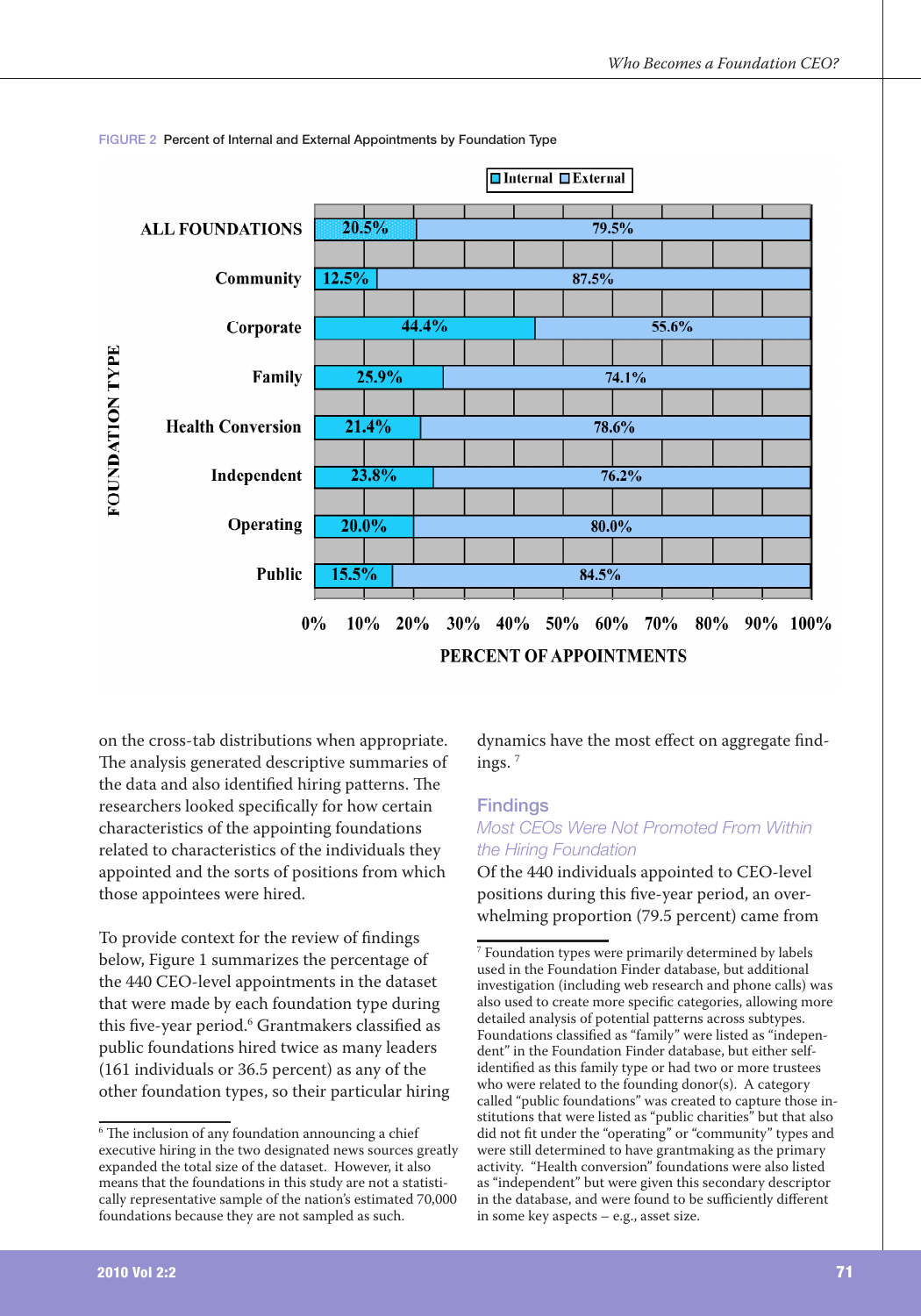FIGURE 2 Percent of Internal and External Appointments by Foundation Type

| FOUNDATION TYPE | Internal | External |
|---|---|---|
| ALL FOUNDATIONS | 20.5% | 79.5% |
| Community | 12.5% | 87.5% |
| Corporate | 44.4% | 55.6% |
| Family | 25.9% | 74.1% |
| Health Conversion | 21.4% | 78.6% |
| Independent | 23.8% | 76.2% |
| Operating | 20.0% | 80.0% |
| Public | 15.5% | 84.5% |

PERCENT OF APPOINTMENTS

on the cross-tab distributions when appropriate. The analysis generated descriptive summaries of the data and also identified hiring patterns. The researchers looked specifically for how certain characteristics of the appointing foundations related to characteristics of the individuals they appointed and the sorts of positions from which those appointees were hired.

To provide context for the review of findings below, Figure 1 summarizes the percentage of the 440 CEO-level appointments in the dataset that were made by each foundation type during this five-year period.[6] Grantmakers classified as public foundations hired twice as many leaders (161 individuals or 36.5 percent) as any of the other foundation types, so their particular hiring dynamics have the most effect on aggregate findings.[7]

## Findings

### Most CEOs Were Not Promoted From Within the Hiring Foundation

Of the 440 individuals appointed to CEO-level positions during this five-year period, an overwhelming proportion (79.5 percent) came from

[6] The inclusion of any foundation announcing a chief executive hiring in the two designated news sources greatly expanded the total size of the dataset. However, it also means that the foundations in this study are not a statistically representative sample of the nation's estimated 70,000 foundations because they are not sampled as such.

[7] Foundation types were primarily determined by labels used in the Foundation Finder database, but additional investigation (including web research and phone calls) was also used to create more specific categories, allowing more detailed analysis of potential patterns across subtypes. Foundations classified as "family" were listed as "independent" in the Foundation Finder database, but either self-identified as this family type or had two or more trustees who were related to the founding donor(s). A category called "public foundations" was created to capture those institutions that were listed as "public charities" but that also did not fit under the "operating" or "community" types and were still determined to have grantmaking as the primary activity. "Health conversion" foundations were also listed as "independent" but were given this secondary descriptor in the database, and were found to be sufficiently different in some key aspects – e.g., asset size.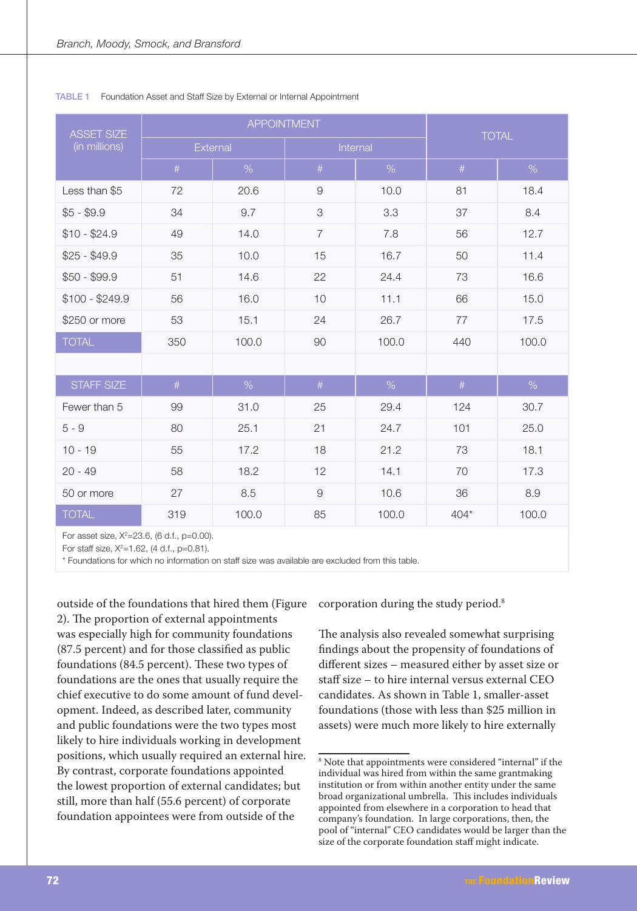TABLE 1 Foundation Asset and Staff Size by External or Internal Appointment

| ASSET SIZE (in millions) | APPOINTMENT | | | | TOTAL | |
|---|---|---|---|---|---|---|
| | External | | Internal | | | |
| | # | % | # | % | # | % |
| Less than $5 | 72 | 20.6 | 9 | 10.0 | 81 | 18.4 |
| $5 - $9.9 | 34 | 9.7 | 3 | 3.3 | 37 | 8.4 |
| $10 - $24.9 | 49 | 14.0 | 7 | 7.8 | 56 | 12.7 |
| $25 - $49.9 | 35 | 10.0 | 15 | 16.7 | 50 | 11.4 |
| $50 - $99.9 | 51 | 14.6 | 22 | 24.4 | 73 | 16.6 |
| $100 - $249.9 | 56 | 16.0 | 10 | 11.1 | 66 | 15.0 |
| $250 or more | 53 | 15.1 | 24 | 26.7 | 77 | 17.5 |
| TOTAL | 350 | 100.0 | 90 | 100.0 | 440 | 100.0 |
| | | | | | | |
| STAFF SIZE | # | % | # | % | # | % |
| Fewer than 5 | 99 | 31.0 | 25 | 29.4 | 124 | 30.7 |
| 5 - 9 | 80 | 25.1 | 21 | 24.7 | 101 | 25.0 |
| 10 - 19 | 55 | 17.2 | 18 | 21.2 | 73 | 18.1 |
| 20 - 49 | 58 | 18.2 | 12 | 14.1 | 70 | 17.3 |
| 50 or more | 27 | 8.5 | 9 | 10.6 | 36 | 8.9 |
| TOTAL | 319 | 100.0 | 85 | 100.0 | 404* | 100.0 |

For asset size, $X^2$=23.6, (6 d.f., p=0.00).
For staff size, $X^2$=1.62, (4 d.f., p=0.81).
\* Foundations for which no information on staff size was available are excluded from this table.

outside of the foundations that hired them (Figure 2). The proportion of external appointments was especially high for community foundations (87.5 percent) and for those classified as public foundations (84.5 percent). These two types of foundations are the ones that usually require the chief executive to do some amount of fund development. Indeed, as described later, community and public foundations were the two types most likely to hire individuals working in development positions, which usually required an external hire. By contrast, corporate foundations appointed the lowest proportion of external candidates; but still, more than half (55.6 percent) of corporate foundation appointees were from outside of the corporation during the study period.[8]

The analysis also revealed somewhat surprising findings about the propensity of foundations of different sizes – measured either by asset size or staff size – to hire internal versus external CEO candidates. As shown in Table 1, smaller-asset foundations (those with less than $25 million in assets) were much more likely to hire externally

[8] Note that appointments were considered "internal" if the individual was hired from within the same grantmaking institution or from within another entity under the same broad organizational umbrella. This includes individuals appointed from elsewhere in a corporation to head that company's foundation. In large corporations, then, the pool of "internal" CEO candidates would be larger than the size of the corporate foundation staff might indicate.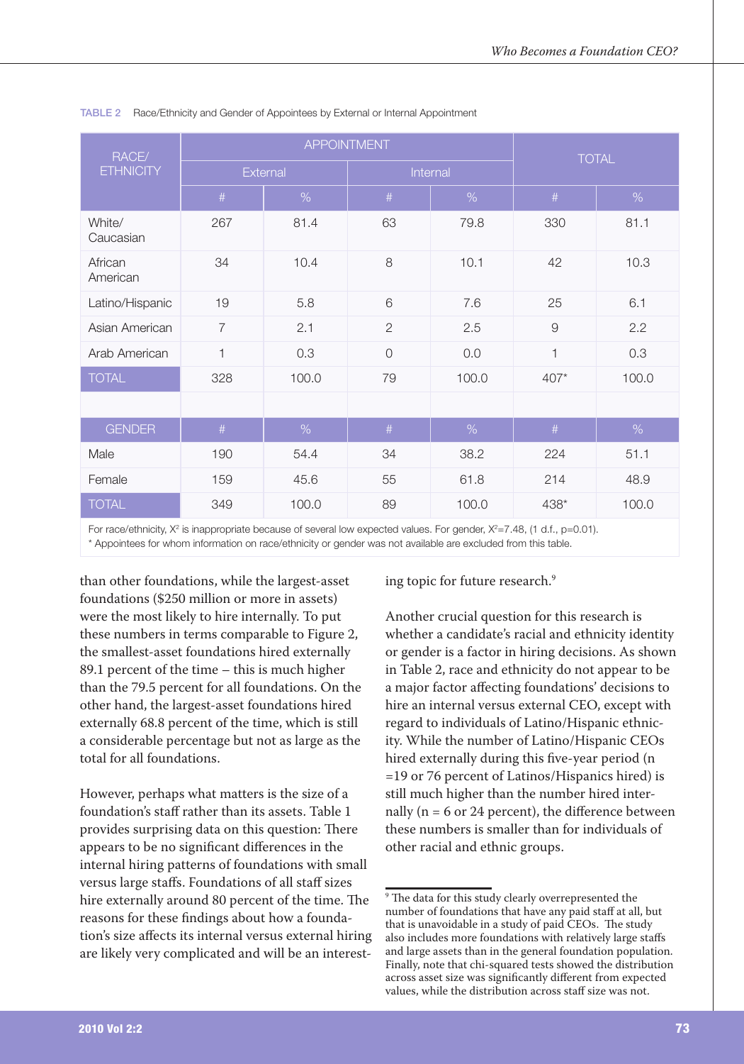TABLE 2 Race/Ethnicity and Gender of Appointees by External or Internal Appointment

| RACE/ ETHNICITY | APPOINTMENT | | | | TOTAL | |
|---|---|---|---|---|---|---|
| | External | | Internal | | | |
| | # | % | # | % | # | % |
| White/ Caucasian | 267 | 81.4 | 63 | 79.8 | 330 | 81.1 |
| African American | 34 | 10.4 | 8 | 10.1 | 42 | 10.3 |
| Latino/Hispanic | 19 | 5.8 | 6 | 7.6 | 25 | 6.1 |
| Asian American | 7 | 2.1 | 2 | 2.5 | 9 | 2.2 |
| Arab American | 1 | 0.3 | 0 | 0.0 | 1 | 0.3 |
| TOTAL | 328 | 100.0 | 79 | 100.0 | 407* | 100.0 |
| | | | | | | |
| GENDER | # | % | # | % | # | % |
| Male | 190 | 54.4 | 34 | 38.2 | 224 | 51.1 |
| Female | 159 | 45.6 | 55 | 61.8 | 214 | 48.9 |
| TOTAL | 349 | 100.0 | 89 | 100.0 | 438* | 100.0 |

For race/ethnicity, $X^2$ is inappropriate because of several low expected values. For gender, $X^2=7.48$, (1 d.f., $p=0.01$).
* Appointees for whom information on race/ethnicity or gender was not available are excluded from this table.

than other foundations, while the largest-asset foundations ($250 million or more in assets) were the most likely to hire internally. To put these numbers in terms comparable to Figure 2, the smallest-asset foundations hired externally 89.1 percent of the time – this is much higher than the 79.5 percent for all foundations. On the other hand, the largest-asset foundations hired externally 68.8 percent of the time, which is still a considerable percentage but not as large as the total for all foundations.

However, perhaps what matters is the size of a foundation's staff rather than its assets. Table 1 provides surprising data on this question: There appears to be no significant differences in the internal hiring patterns of foundations with small versus large staffs. Foundations of all staff sizes hire externally around 80 percent of the time. The reasons for these findings about how a foundation's size affects its internal versus external hiring are likely very complicated and will be an interesting topic for future research.[9]

Another crucial question for this research is whether a candidate's racial and ethnicity identity or gender is a factor in hiring decisions. As shown in Table 2, race and ethnicity do not appear to be a major factor affecting foundations' decisions to hire an internal versus external CEO, except with regard to individuals of Latino/Hispanic ethnicity. While the number of Latino/Hispanic CEOs hired externally during this five-year period (n =19 or 76 percent of Latinos/Hispanics hired) is still much higher than the number hired internally (n = 6 or 24 percent), the difference between these numbers is smaller than for individuals of other racial and ethnic groups.

[9] The data for this study clearly overrepresented the number of foundations that have any paid staff at all, but that is unavoidable in a study of paid CEOs. The study also includes more foundations with relatively large staffs and large assets than in the general foundation population. Finally, note that chi-squared tests showed the distribution across asset size was significantly different from expected values, while the distribution across staff size was not.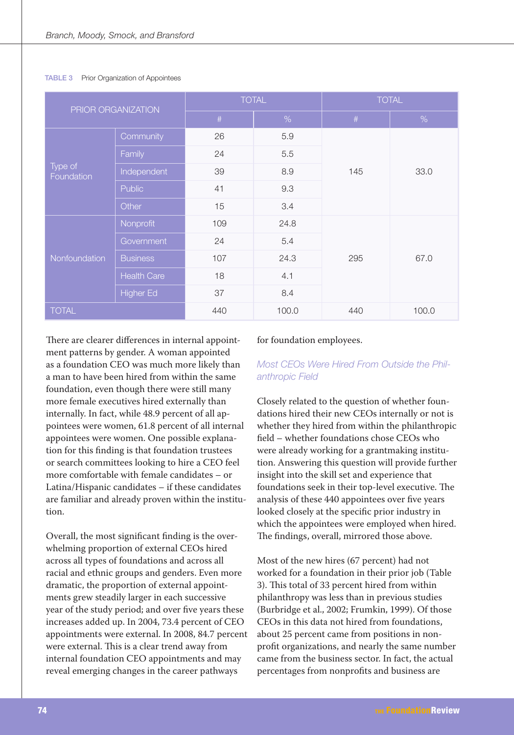TABLE 3 Prior Organization of Appointees

| PRIOR ORGANIZATION | | TOTAL | | TOTAL | |
|---|---|---|---|---|---|
| | | # | % | # | % |
| Type of Foundation | Community | 26 | 5.9 | 145 | 33.0 |
| | Family | 24 | 5.5 | | |
| | Independent | 39 | 8.9 | | |
| | Public | 41 | 9.3 | | |
| | Other | 15 | 3.4 | | |
| Nonfoundation | Nonprofit | 109 | 24.8 | 295 | 67.0 |
| | Government | 24 | 5.4 | | |
| | Business | 107 | 24.3 | | |
| | Health Care | 18 | 4.1 | | |
| | Higher Ed | 37 | 8.4 | | |
| TOTAL | | 440 | 100.0 | 440 | 100.0 |

There are clearer differences in internal appointment patterns by gender. A woman appointed as a foundation CEO was much more likely than a man to have been hired from within the same foundation, even though there were still many more female executives hired externally than internally. In fact, while 48.9 percent of all appointees were women, 61.8 percent of all internal appointees were women. One possible explanation for this finding is that foundation trustees or search committees looking to hire a CEO feel more comfortable with female candidates – or Latina/Hispanic candidates – if these candidates are familiar and already proven within the institution.

Overall, the most significant finding is the overwhelming proportion of external CEOs hired across all types of foundations and across all racial and ethnic groups and genders. Even more dramatic, the proportion of external appointments grew steadily larger in each successive year of the study period; and over five years these increases added up. In 2004, 73.4 percent of CEO appointments were external. In 2008, 84.7 percent were external. This is a clear trend away from internal foundation CEO appointments and may reveal emerging changes in the career pathways for foundation employees.

### Most CEOs Were Hired From Outside the Philanthropic Field

Closely related to the question of whether foundations hired their new CEOs internally or not is whether they hired from within the philanthropic field – whether foundations chose CEOs who were already working for a grantmaking institution. Answering this question will provide further insight into the skill set and experience that foundations seek in their top-level executive. The analysis of these 440 appointees over five years looked closely at the specific prior industry in which the appointees were employed when hired. The findings, overall, mirrored those above.

Most of the new hires (67 percent) had not worked for a foundation in their prior job (Table 3). This total of 33 percent hired from within philanthropy was less than in previous studies (Burbridge et al., 2002; Frumkin, 1999). Of those CEOs in this data not hired from foundations, about 25 percent came from positions in nonprofit organizations, and nearly the same number came from the business sector. In fact, the actual percentages from nonprofits and business are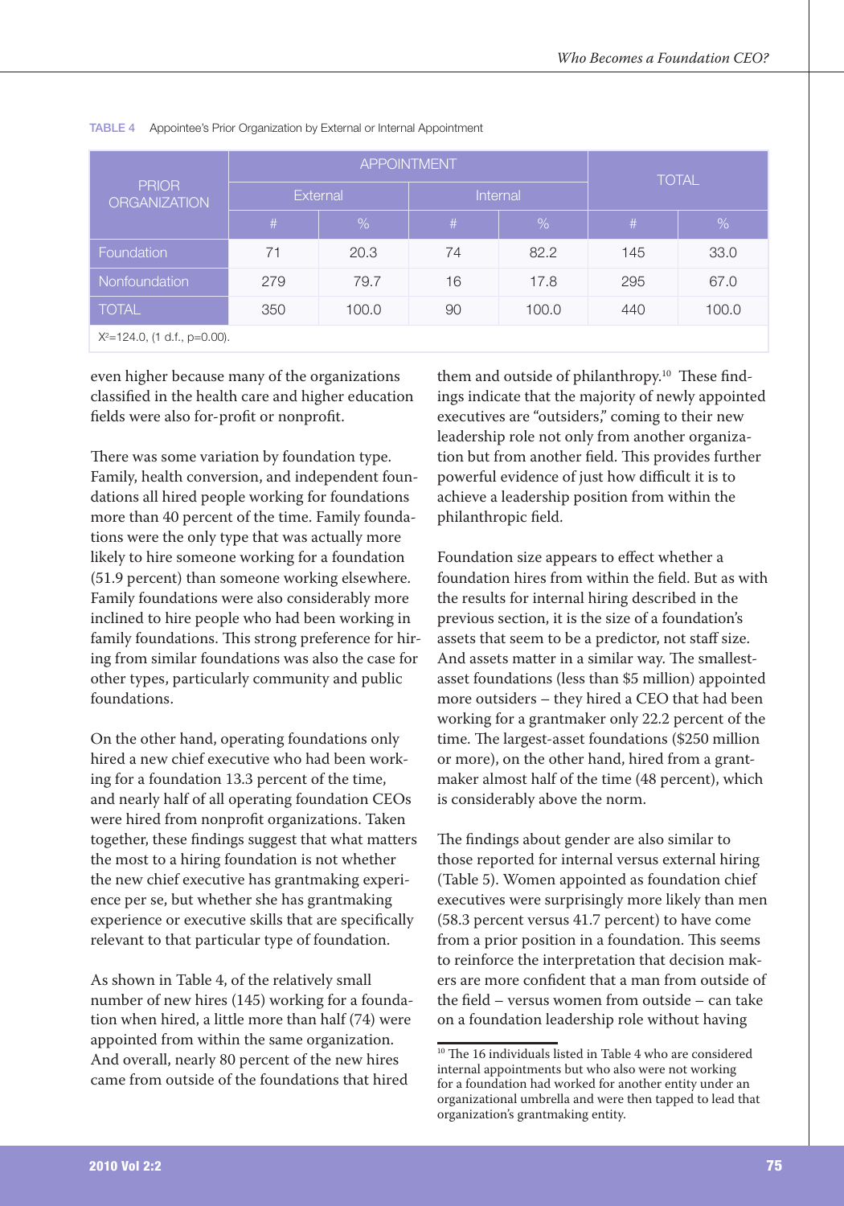TABLE 4 Appointee's Prior Organization by External or Internal Appointment

| PRIOR ORGANIZATION | APPOINTMENT | | | | TOTAL | |
|---|---|---|---|---|---|---|
| | External | | Internal | | | |
| | # | % | # | % | # | % |
| Foundation | 71 | 20.3 | 74 | 82.2 | 145 | 33.0 |
| Nonfoundation | 279 | 79.7 | 16 | 17.8 | 295 | 67.0 |
| TOTAL | 350 | 100.0 | 90 | 100.0 | 440 | 100.0 |

$X^2$=124.0, (1 d.f., p=0.00).

even higher because many of the organizations classified in the health care and higher education fields were also for-profit or nonprofit.

There was some variation by foundation type. Family, health conversion, and independent foundations all hired people working for foundations more than 40 percent of the time. Family foundations were the only type that was actually more likely to hire someone working for a foundation (51.9 percent) than someone working elsewhere. Family foundations were also considerably more inclined to hire people who had been working in family foundations. This strong preference for hiring from similar foundations was also the case for other types, particularly community and public foundations.

On the other hand, operating foundations only hired a new chief executive who had been working for a foundation 13.3 percent of the time, and nearly half of all operating foundation CEOs were hired from nonprofit organizations. Taken together, these findings suggest that what matters the most to a hiring foundation is not whether the new chief executive has grantmaking experience per se, but whether she has grantmaking experience or executive skills that are specifically relevant to that particular type of foundation.

As shown in Table 4, of the relatively small number of new hires (145) working for a foundation when hired, a little more than half (74) were appointed from within the same organization. And overall, nearly 80 percent of the new hires came from outside of the foundations that hired them and outside of philanthropy.[10] These findings indicate that the majority of newly appointed executives are "outsiders," coming to their new leadership role not only from another organization but from another field. This provides further powerful evidence of just how difficult it is to achieve a leadership position from within the philanthropic field.

Foundation size appears to effect whether a foundation hires from within the field. But as with the results for internal hiring described in the previous section, it is the size of a foundation's assets that seem to be a predictor, not staff size. And assets matter in a similar way. The smallest-asset foundations (less than $5 million) appointed more outsiders – they hired a CEO that had been working for a grantmaker only 22.2 percent of the time. The largest-asset foundations ($250 million or more), on the other hand, hired from a grantmaker almost half of the time (48 percent), which is considerably above the norm.

The findings about gender are also similar to those reported for internal versus external hiring (Table 5). Women appointed as foundation chief executives were surprisingly more likely than men (58.3 percent versus 41.7 percent) to have come from a prior position in a foundation. This seems to reinforce the interpretation that decision makers are more confident that a man from outside of the field – versus women from outside – can take on a foundation leadership role without having

[10] The 16 individuals listed in Table 4 who are considered internal appointments but who also were not working for a foundation had worked for another entity under an organizational umbrella and were then tapped to lead that organization's grantmaking entity.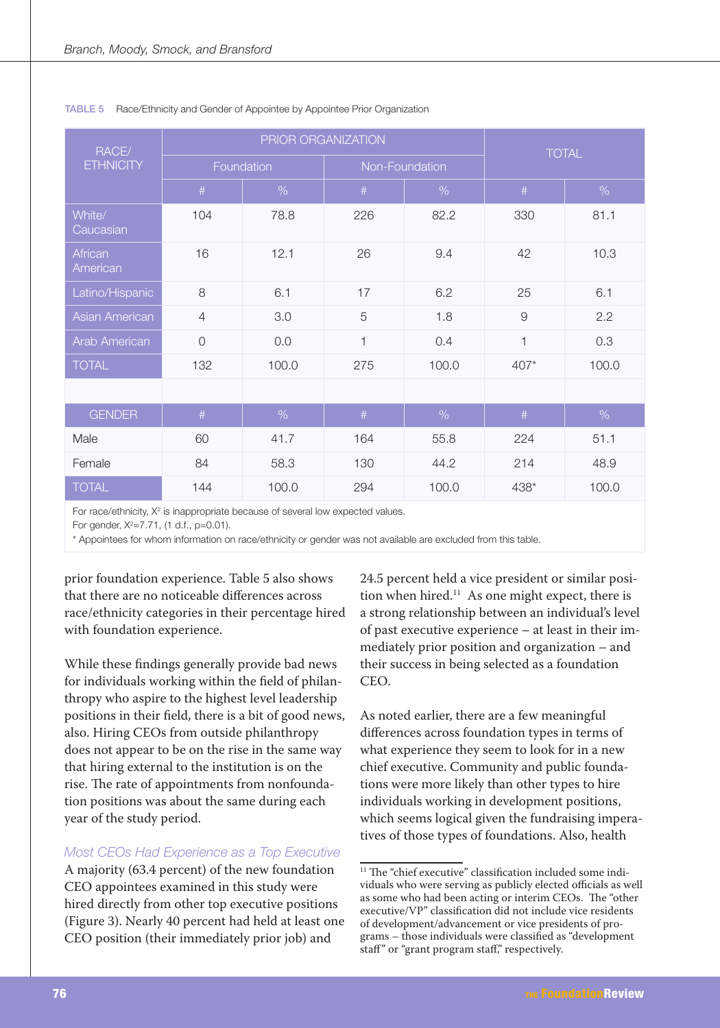TABLE 5 Race/Ethnicity and Gender of Appointee by Appointee Prior Organization

| RACE/ ETHNICITY | PRIOR ORGANIZATION | | | | TOTAL | |
|---|---|---|---|---|---|---|
| | Foundation | | Non-Foundation | | | |
| | # | % | # | % | # | % |
| White/ Caucasian | 104 | 78.8 | 226 | 82.2 | 330 | 81.1 |
| African American | 16 | 12.1 | 26 | 9.4 | 42 | 10.3 |
| Latino/Hispanic | 8 | 6.1 | 17 | 6.2 | 25 | 6.1 |
| Asian American | 4 | 3.0 | 5 | 1.8 | 9 | 2.2 |
| Arab American | 0 | 0.0 | 1 | 0.4 | 1 | 0.3 |
| TOTAL | 132 | 100.0 | 275 | 100.0 | 407* | 100.0 |
| | | | | | | |
| GENDER | # | % | # | % | # | % |
| Male | 60 | 41.7 | 164 | 55.8 | 224 | 51.1 |
| Female | 84 | 58.3 | 130 | 44.2 | 214 | 48.9 |
| TOTAL | 144 | 100.0 | 294 | 100.0 | 438* | 100.0 |

For race/ethnicity, $X^2$ is inappropriate because of several low expected values.
For gender, $X^2$=7.71, (1 d.f., p=0.01).
* Appointees for whom information on race/ethnicity or gender was not available are excluded from this table.

prior foundation experience. Table 5 also shows that there are no noticeable differences across race/ethnicity categories in their percentage hired with foundation experience.

While these findings generally provide bad news for individuals working within the field of philanthropy who aspire to the highest level leadership positions in their field, there is a bit of good news, also. Hiring CEOs from outside philanthropy does not appear to be on the rise in the same way that hiring external to the institution is on the rise. The rate of appointments from nonfoundation positions was about the same during each year of the study period.

### *Most CEOs Had Experience as a Top Executive*

A majority (63.4 percent) of the new foundation CEO appointees examined in this study were hired directly from other top executive positions (Figure 3). Nearly 40 percent had held at least one CEO position (their immediately prior job) and 24.5 percent held a vice president or similar position when hired.[11] As one might expect, there is a strong relationship between an individual's level of past executive experience – at least in their immediately prior position and organization – and their success in being selected as a foundation CEO.

As noted earlier, there are a few meaningful differences across foundation types in terms of what experience they seem to look for in a new chief executive. Community and public foundations were more likely than other types to hire individuals working in development positions, which seems logical given the fundraising imperatives of those types of foundations. Also, health

[11] The "chief executive" classification included some individuals who were serving as publicly elected officials as well as some who had been acting or interim CEOs. The "other executive/VP" classification did not include vice residents of development/advancement or vice presidents of programs – those individuals were classified as "development staff" or "grant program staff," respectively.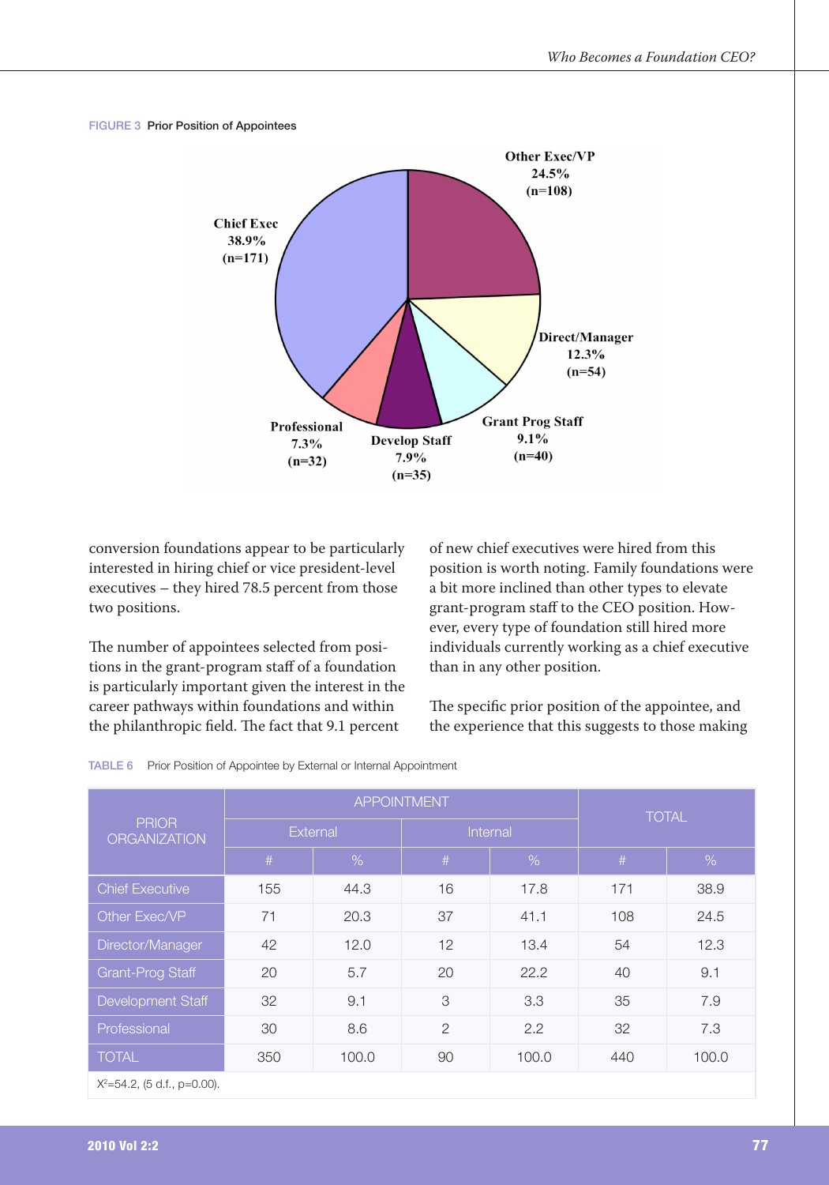FIGURE 3 Prior Position of Appointees

Other Exec/VP 24.5% (n=108)

Chief Exec 38.9% (n=171)

Direct/Manager 12.3% (n=54)

Grant Prog Staff 9.1% (n=40)

Develop Staff 7.9% (n=35)

Professional 7.3% (n=32)

conversion foundations appear to be particularly interested in hiring chief or vice president-level executives – they hired 78.5 percent from those two positions.

The number of appointees selected from positions in the grant-program staff of a foundation is particularly important given the interest in the career pathways within foundations and within the philanthropic field. The fact that 9.1 percent of new chief executives were hired from this position is worth noting. Family foundations were a bit more inclined than other types to elevate grant-program staff to the CEO position. However, every type of foundation still hired more individuals currently working as a chief executive than in any other position.

The specific prior position of the appointee, and the experience that this suggests to those making

TABLE 6 Prior Position of Appointee by External or Internal Appointment

| PRIOR ORGANIZATION | APPOINTMENT | | | | TOTAL | |
|---|---|---|---|---|---|---|
| | External | | Internal | | | |
| | # | % | # | % | # | % |
| Chief Executive | 155 | 44.3 | 16 | 17.8 | 171 | 38.9 |
| Other Exec/VP | 71 | 20.3 | 37 | 41.1 | 108 | 24.5 |
| Director/Manager | 42 | 12.0 | 12 | 13.4 | 54 | 12.3 |
| Grant-Prog Staff | 20 | 5.7 | 20 | 22.2 | 40 | 9.1 |
| Development Staff | 32 | 9.1 | 3 | 3.3 | 35 | 7.9 |
| Professional | 30 | 8.6 | 2 | 2.2 | 32 | 7.3 |
| TOTAL | 350 | 100.0 | 90 | 100.0 | 440 | 100.0 |

$X^2$=54.2, (5 d.f., p=0.00).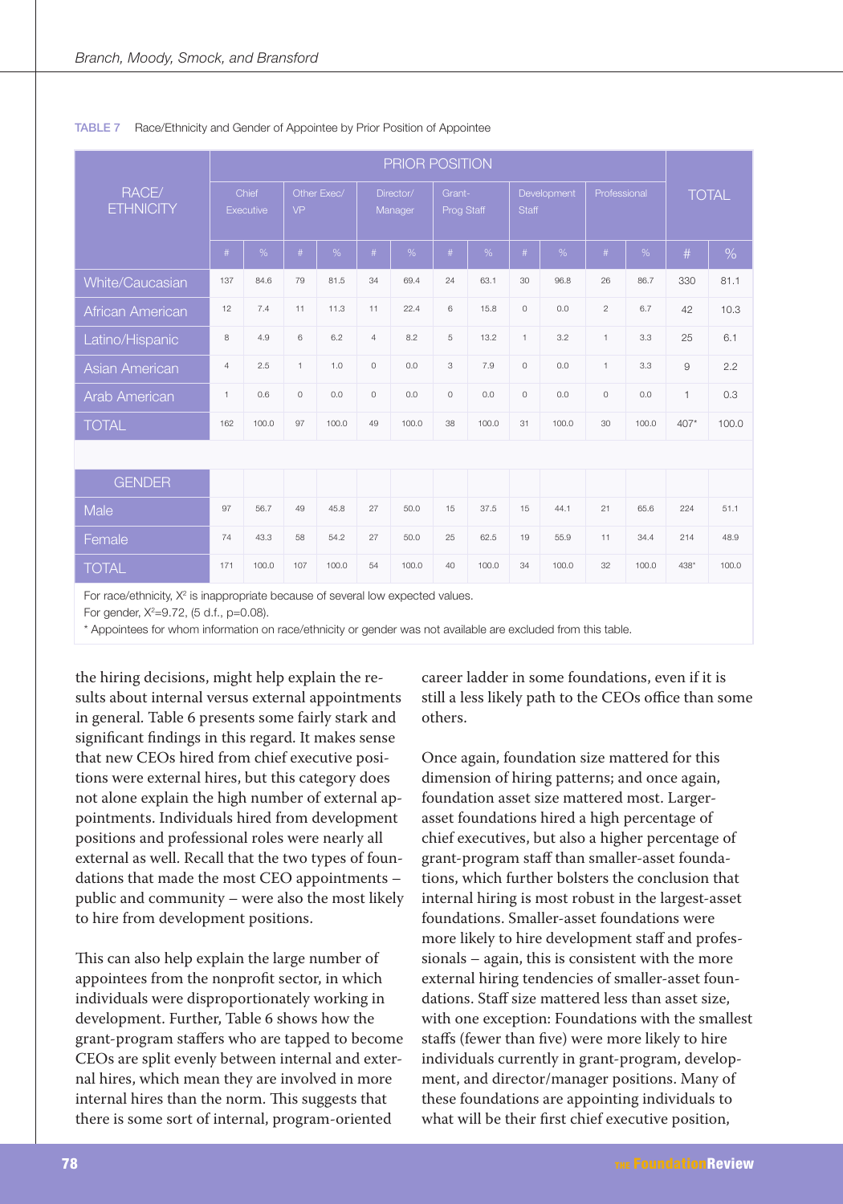**TABLE 7** Race/Ethnicity and Gender of Appointee by Prior Position of Appointee

| RACE/ ETHNICITY | PRIOR POSITION | | | | | | | | | | | | TOTAL | |
|---|---|---|---|---|---|---|---|---|---|---|---|---|---|---|
| | Chief Executive | | Other Exec/ VP | | Director/ Manager | | Grant-Prog Staff | | Development Staff | | Professional | | | |
| | # | % | # | % | # | % | # | % | # | % | # | % | # | % |
| White/Caucasian | 137 | 84.6 | 79 | 81.5 | 34 | 69.4 | 24 | 63.1 | 30 | 96.8 | 26 | 86.7 | 330 | 81.1 |
| African American | 12 | 7.4 | 11 | 11.3 | 11 | 22.4 | 6 | 15.8 | 0 | 0.0 | 2 | 6.7 | 42 | 10.3 |
| Latino/Hispanic | 8 | 4.9 | 6 | 6.2 | 4 | 8.2 | 5 | 13.2 | 1 | 3.2 | 1 | 3.3 | 25 | 6.1 |
| Asian American | 4 | 2.5 | 1 | 1.0 | 0 | 0.0 | 3 | 7.9 | 0 | 0.0 | 1 | 3.3 | 9 | 2.2 |
| Arab American | 1 | 0.6 | 0 | 0.0 | 0 | 0.0 | 0 | 0.0 | 0 | 0.0 | 0 | 0.0 | 1 | 0.3 |
| TOTAL | 162 | 100.0 | 97 | 100.0 | 49 | 100.0 | 38 | 100.0 | 31 | 100.0 | 30 | 100.0 | 407* | 100.0 |
| | | | | | | | | | | | | | | |
| GENDER | | | | | | | | | | | | | | |
| Male | 97 | 56.7 | 49 | 45.8 | 27 | 50.0 | 15 | 37.5 | 15 | 44.1 | 21 | 65.6 | 224 | 51.1 |
| Female | 74 | 43.3 | 58 | 54.2 | 27 | 50.0 | 25 | 62.5 | 19 | 55.9 | 11 | 34.4 | 214 | 48.9 |
| TOTAL | 171 | 100.0 | 107 | 100.0 | 54 | 100.0 | 40 | 100.0 | 34 | 100.0 | 32 | 100.0 | 438* | 100.0 |

For race/ethnicity, $X^2$ is inappropriate because of several low expected values.
For gender, $X^2$=9.72, (5 d.f., p=0.08).
\* Appointees for whom information on race/ethnicity or gender was not available are excluded from this table.

the hiring decisions, might help explain the results about internal versus external appointments in general. Table 6 presents some fairly stark and significant findings in this regard. It makes sense that new CEOs hired from chief executive positions were external hires, but this category does not alone explain the high number of external appointments. Individuals hired from development positions and professional roles were nearly all external as well. Recall that the two types of foundations that made the most CEO appointments – public and community – were also the most likely to hire from development positions.

This can also help explain the large number of appointees from the nonprofit sector, in which individuals were disproportionately working in development. Further, Table 6 shows how the grant-program staffers who are tapped to become CEOs are split evenly between internal and external hires, which mean they are involved in more internal hires than the norm. This suggests that there is some sort of internal, program-oriented career ladder in some foundations, even if it is still a less likely path to the CEOs office than some others.

Once again, foundation size mattered for this dimension of hiring patterns; and once again, foundation asset size mattered most. Larger-asset foundations hired a high percentage of chief executives, but also a higher percentage of grant-program staff than smaller-asset foundations, which further bolsters the conclusion that internal hiring is most robust in the largest-asset foundations. Smaller-asset foundations were more likely to hire development staff and professionals – again, this is consistent with the more external hiring tendencies of smaller-asset foundations. Staff size mattered less than asset size, with one exception: Foundations with the smallest staffs (fewer than five) were more likely to hire individuals currently in grant-program, development, and director/manager positions. Many of these foundations are appointing individuals to what will be their first chief executive position,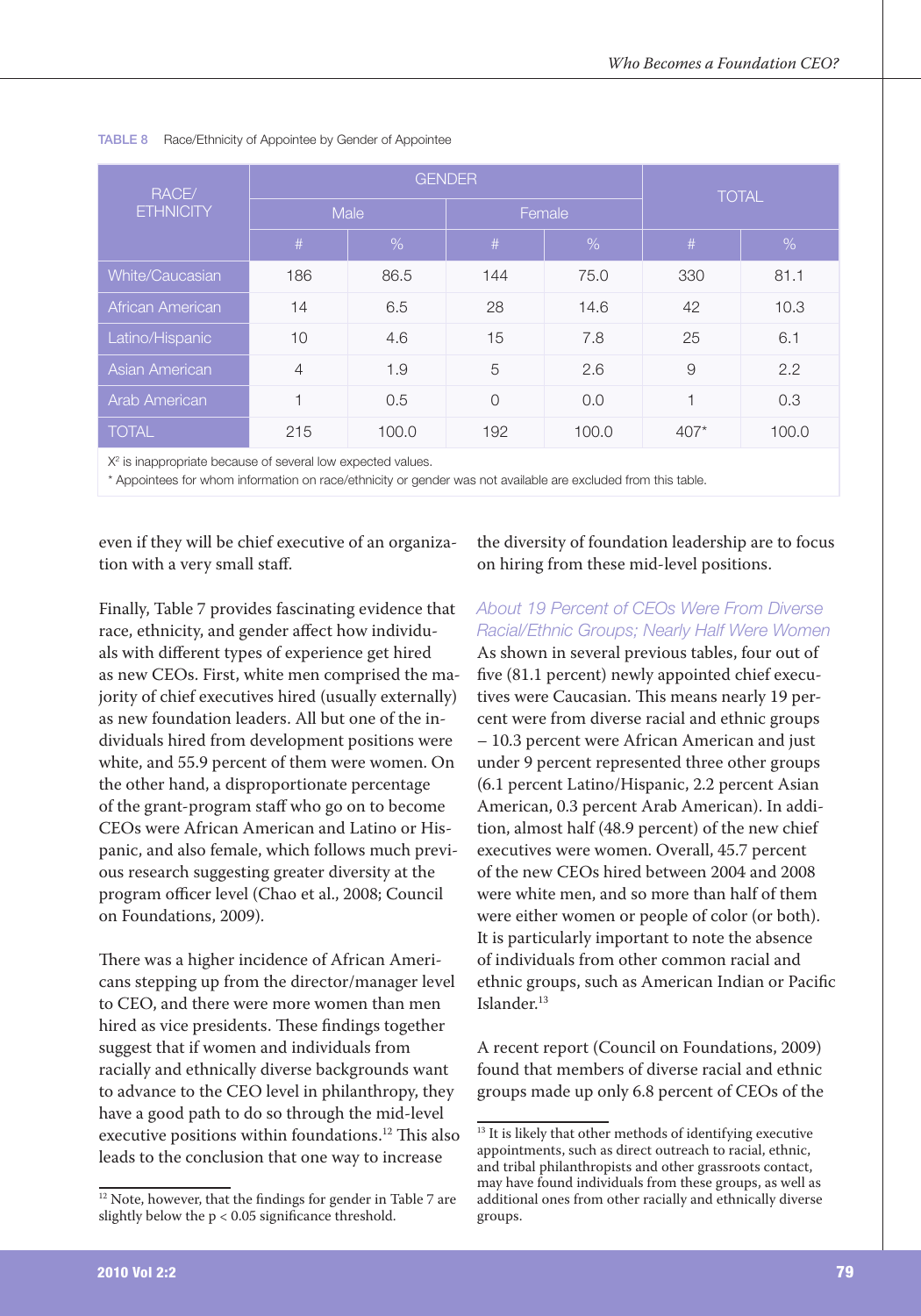**TABLE 8** Race/Ethnicity of Appointee by Gender of Appointee

| RACE/ ETHNICITY | GENDER | | | | TOTAL | |
|---|---|---|---|---|---|---|
| | Male | | Female | | | |
| | # | % | # | % | # | % |
| White/Caucasian | 186 | 86.5 | 144 | 75.0 | 330 | 81.1 |
| African American | 14 | 6.5 | 28 | 14.6 | 42 | 10.3 |
| Latino/Hispanic | 10 | 4.6 | 15 | 7.8 | 25 | 6.1 |
| Asian American | 4 | 1.9 | 5 | 2.6 | 9 | 2.2 |
| Arab American | 1 | 0.5 | 0 | 0.0 | 1 | 0.3 |
| TOTAL | 215 | 100.0 | 192 | 100.0 | 407* | 100.0 |

$X^2$ is inappropriate because of several low expected values.

* Appointees for whom information on race/ethnicity or gender was not available are excluded from this table.

even if they will be chief executive of an organization with a very small staff.

Finally, Table 7 provides fascinating evidence that race, ethnicity, and gender affect how individuals with different types of experience get hired as new CEOs. First, white men comprised the majority of chief executives hired (usually externally) as new foundation leaders. All but one of the individuals hired from development positions were white, and 55.9 percent of them were women. On the other hand, a disproportionate percentage of the grant-program staff who go on to become CEOs were African American and Latino or Hispanic, and also female, which follows much previous research suggesting greater diversity at the program officer level (Chao et al., 2008; Council on Foundations, 2009).

There was a higher incidence of African Americans stepping up from the director/manager level to CEO, and there were more women than men hired as vice presidents. These findings together suggest that if women and individuals from racially and ethnically diverse backgrounds want to advance to the CEO level in philanthropy, they have a good path to do so through the mid-level executive positions within foundations.[12] This also leads to the conclusion that one way to increase the diversity of foundation leadership are to focus on hiring from these mid-level positions.

### *About 19 Percent of CEOs Were From Diverse Racial/Ethnic Groups; Nearly Half Were Women*

As shown in several previous tables, four out of five (81.1 percent) newly appointed chief executives were Caucasian. This means nearly 19 percent were from diverse racial and ethnic groups – 10.3 percent were African American and just under 9 percent represented three other groups (6.1 percent Latino/Hispanic, 2.2 percent Asian American, 0.3 percent Arab American). In addition, almost half (48.9 percent) of the new chief executives were women. Overall, 45.7 percent of the new CEOs hired between 2004 and 2008 were white men, and so more than half of them were either women or people of color (or both). It is particularly important to note the absence of individuals from other common racial and ethnic groups, such as American Indian or Pacific Islander.[13]

A recent report (Council on Foundations, 2009) found that members of diverse racial and ethnic groups made up only 6.8 percent of CEOs of the

[12] Note, however, that the findings for gender in Table 7 are slightly below the $p < 0.05$ significance threshold.

[13] It is likely that other methods of identifying executive appointments, such as direct outreach to racial, ethnic, and tribal philanthropists and other grassroots contact, may have found individuals from these groups, as well as additional ones from other racially and ethnically diverse groups.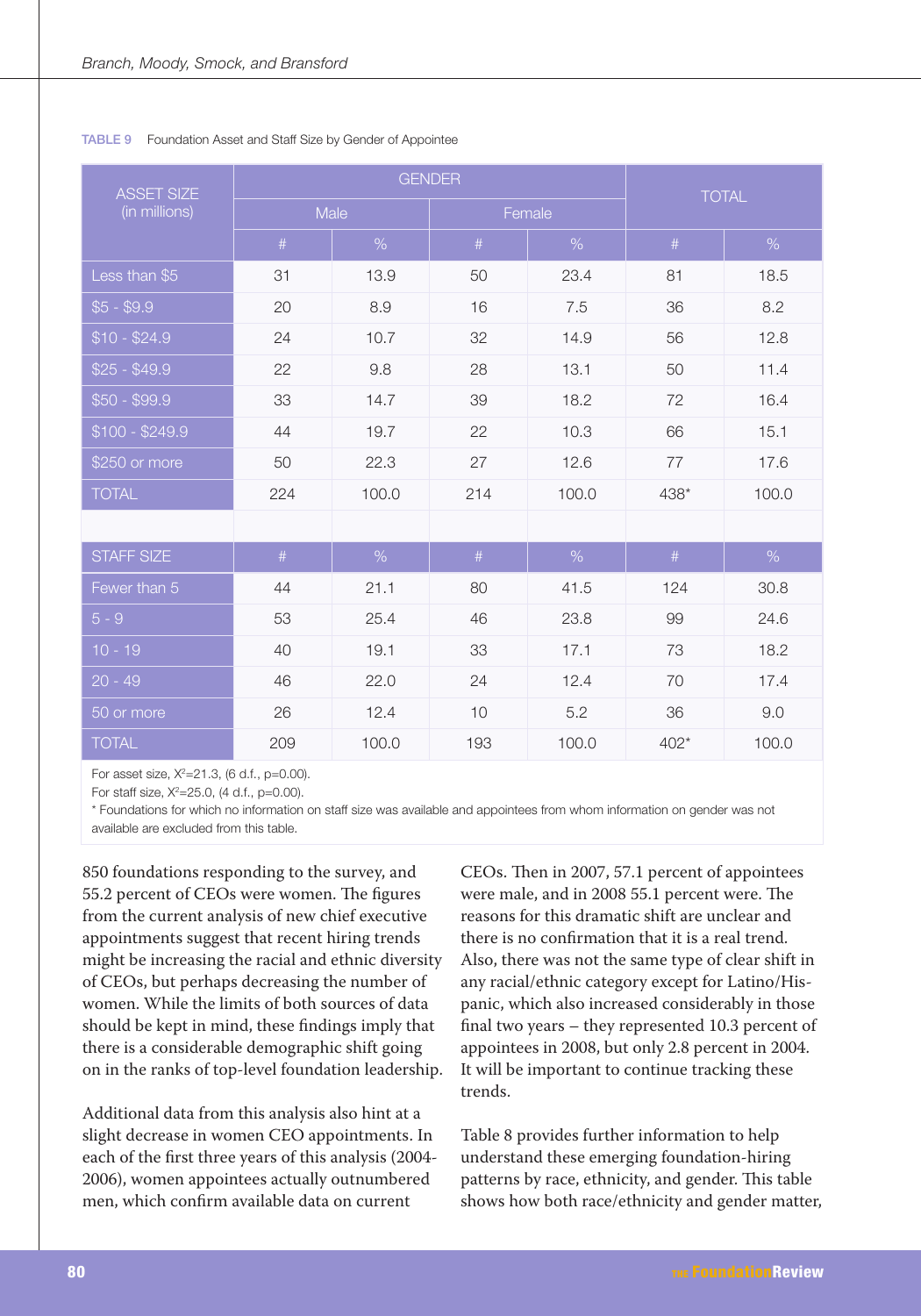**TABLE 9** Foundation Asset and Staff Size by Gender of Appointee

| ASSET SIZE (in millions) | GENDER | | | | TOTAL | |
|---|---|---|---|---|---|---|
| | Male | | Female | | | |
| | # | % | # | % | # | % |
| Less than $5 | 31 | 13.9 | 50 | 23.4 | 81 | 18.5 |
| $5 - $9.9 | 20 | 8.9 | 16 | 7.5 | 36 | 8.2 |
| $10 - $24.9 | 24 | 10.7 | 32 | 14.9 | 56 | 12.8 |
| $25 - $49.9 | 22 | 9.8 | 28 | 13.1 | 50 | 11.4 |
| $50 - $99.9 | 33 | 14.7 | 39 | 18.2 | 72 | 16.4 |
| $100 - $249.9 | 44 | 19.7 | 22 | 10.3 | 66 | 15.1 |
| $250 or more | 50 | 22.3 | 27 | 12.6 | 77 | 17.6 |
| TOTAL | 224 | 100.0 | 214 | 100.0 | 438* | 100.0 |
| | | | | | | |
| STAFF SIZE | # | % | # | % | # | % |
| Fewer than 5 | 44 | 21.1 | 80 | 41.5 | 124 | 30.8 |
| 5 - 9 | 53 | 25.4 | 46 | 23.8 | 99 | 24.6 |
| 10 - 19 | 40 | 19.1 | 33 | 17.1 | 73 | 18.2 |
| 20 - 49 | 46 | 22.0 | 24 | 12.4 | 70 | 17.4 |
| 50 or more | 26 | 12.4 | 10 | 5.2 | 36 | 9.0 |
| TOTAL | 209 | 100.0 | 193 | 100.0 | 402* | 100.0 |

For asset size, $X^2$=21.3, (6 d.f., p=0.00).
For staff size, $X^2$=25.0, (4 d.f., p=0.00).
* Foundations for which no information on staff size was available and appointees from whom information on gender was not available are excluded from this table.

850 foundations responding to the survey, and 55.2 percent of CEOs were women. The figures from the current analysis of new chief executive appointments suggest that recent hiring trends might be increasing the racial and ethnic diversity of CEOs, but perhaps decreasing the number of women. While the limits of both sources of data should be kept in mind, these findings imply that there is a considerable demographic shift going on in the ranks of top-level foundation leadership.

Additional data from this analysis also hint at a slight decrease in women CEO appointments. In each of the first three years of this analysis (2004-2006), women appointees actually outnumbered men, which confirm available data on current CEOs. Then in 2007, 57.1 percent of appointees were male, and in 2008 55.1 percent were. The reasons for this dramatic shift are unclear and there is no confirmation that it is a real trend. Also, there was not the same type of clear shift in any racial/ethnic category except for Latino/Hispanic, which also increased considerably in those final two years – they represented 10.3 percent of appointees in 2008, but only 2.8 percent in 2004. It will be important to continue tracking these trends.

Table 8 provides further information to help understand these emerging foundation-hiring patterns by race, ethnicity, and gender. This table shows how both race/ethnicity and gender matter,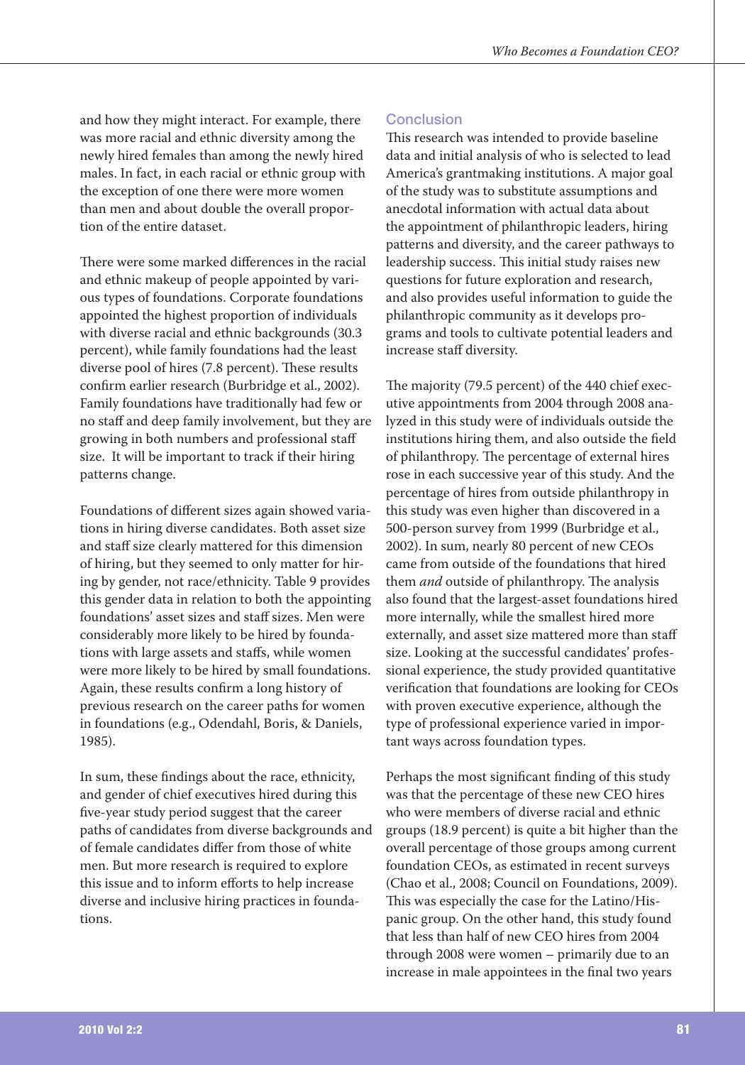and how they might interact. For example, there was more racial and ethnic diversity among the newly hired females than among the newly hired males. In fact, in each racial or ethnic group with the exception of one there were more women than men and about double the overall proportion of the entire dataset.

There were some marked differences in the racial and ethnic makeup of people appointed by various types of foundations. Corporate foundations appointed the highest proportion of individuals with diverse racial and ethnic backgrounds (30.3 percent), while family foundations had the least diverse pool of hires (7.8 percent). These results confirm earlier research (Burbridge et al., 2002). Family foundations have traditionally had few or no staff and deep family involvement, but they are growing in both numbers and professional staff size. It will be important to track if their hiring patterns change.

Foundations of different sizes again showed variations in hiring diverse candidates. Both asset size and staff size clearly mattered for this dimension of hiring, but they seemed to only matter for hiring by gender, not race/ethnicity. Table 9 provides this gender data in relation to both the appointing foundations' asset sizes and staff sizes. Men were considerably more likely to be hired by foundations with large assets and staffs, while women were more likely to be hired by small foundations. Again, these results confirm a long history of previous research on the career paths for women in foundations (e.g., Odendahl, Boris, & Daniels, 1985).

In sum, these findings about the race, ethnicity, and gender of chief executives hired during this five-year study period suggest that the career paths of candidates from diverse backgrounds and of female candidates differ from those of white men. But more research is required to explore this issue and to inform efforts to help increase diverse and inclusive hiring practices in foundations.

## Conclusion

This research was intended to provide baseline data and initial analysis of who is selected to lead America's grantmaking institutions. A major goal of the study was to substitute assumptions and anecdotal information with actual data about the appointment of philanthropic leaders, hiring patterns and diversity, and the career pathways to leadership success. This initial study raises new questions for future exploration and research, and also provides useful information to guide the philanthropic community as it develops programs and tools to cultivate potential leaders and increase staff diversity.

The majority (79.5 percent) of the 440 chief executive appointments from 2004 through 2008 analyzed in this study were of individuals outside the institutions hiring them, and also outside the field of philanthropy. The percentage of external hires rose in each successive year of this study. And the percentage of hires from outside philanthropy in this study was even higher than discovered in a 500-person survey from 1999 (Burbridge et al., 2002). In sum, nearly 80 percent of new CEOs came from outside of the foundations that hired them *and* outside of philanthropy. The analysis also found that the largest-asset foundations hired more internally, while the smallest hired more externally, and asset size mattered more than staff size. Looking at the successful candidates' professional experience, the study provided quantitative verification that foundations are looking for CEOs with proven executive experience, although the type of professional experience varied in important ways across foundation types.

Perhaps the most significant finding of this study was that the percentage of these new CEO hires who were members of diverse racial and ethnic groups (18.9 percent) is quite a bit higher than the overall percentage of those groups among current foundation CEOs, as estimated in recent surveys (Chao et al., 2008; Council on Foundations, 2009). This was especially the case for the Latino/Hispanic group. On the other hand, this study found that less than half of new CEO hires from 2004 through 2008 were women – primarily due to an increase in male appointees in the final two years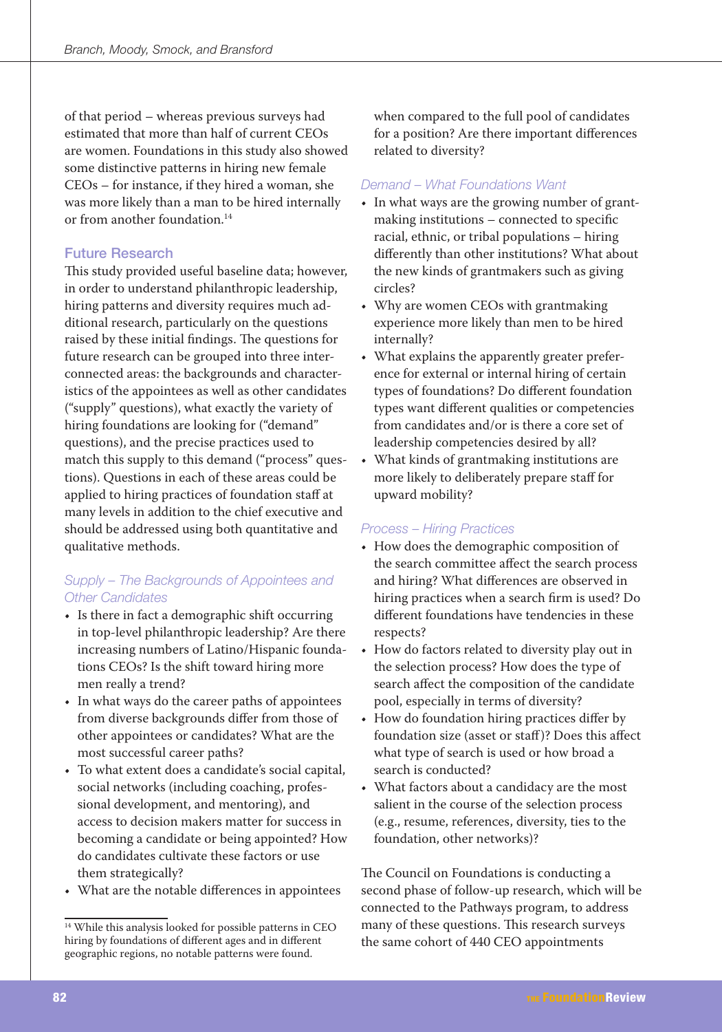of that period – whereas previous surveys had estimated that more than half of current CEOs are women. Foundations in this study also showed some distinctive patterns in hiring new female CEOs – for instance, if they hired a woman, she was more likely than a man to be hired internally or from another foundation.[14]

## Future Research

This study provided useful baseline data; however, in order to understand philanthropic leadership, hiring patterns and diversity requires much additional research, particularly on the questions raised by these initial findings. The questions for future research can be grouped into three interconnected areas: the backgrounds and characteristics of the appointees as well as other candidates ("supply" questions), what exactly the variety of hiring foundations are looking for ("demand" questions), and the precise practices used to match this supply to this demand ("process" questions). Questions in each of these areas could be applied to hiring practices of foundation staff at many levels in addition to the chief executive and should be addressed using both quantitative and qualitative methods.

### *Supply – The Backgrounds of Appointees and Other Candidates*

- Is there in fact a demographic shift occurring in top-level philanthropic leadership? Are there increasing numbers of Latino/Hispanic foundations CEOs? Is the shift toward hiring more men really a trend?
- In what ways do the career paths of appointees from diverse backgrounds differ from those of other appointees or candidates? What are the most successful career paths?
- To what extent does a candidate's social capital, social networks (including coaching, professional development, and mentoring), and access to decision makers matter for success in becoming a candidate or being appointed? How do candidates cultivate these factors or use them strategically?
- What are the notable differences in appointees when compared to the full pool of candidates for a position? Are there important differences related to diversity?

### *Demand – What Foundations Want*

- In what ways are the growing number of grantmaking institutions – connected to specific racial, ethnic, or tribal populations – hiring differently than other institutions? What about the new kinds of grantmakers such as giving circles?
- Why are women CEOs with grantmaking experience more likely than men to be hired internally?
- What explains the apparently greater preference for external or internal hiring of certain types of foundations? Do different foundation types want different qualities or competencies from candidates and/or is there a core set of leadership competencies desired by all?
- What kinds of grantmaking institutions are more likely to deliberately prepare staff for upward mobility?

### *Process – Hiring Practices*

- How does the demographic composition of the search committee affect the search process and hiring? What differences are observed in hiring practices when a search firm is used? Do different foundations have tendencies in these respects?
- How do factors related to diversity play out in the selection process? How does the type of search affect the composition of the candidate pool, especially in terms of diversity?
- How do foundation hiring practices differ by foundation size (asset or staff)? Does this affect what type of search is used or how broad a search is conducted?
- What factors about a candidacy are the most salient in the course of the selection process (e.g., resume, references, diversity, ties to the foundation, other networks)?

The Council on Foundations is conducting a second phase of follow-up research, which will be connected to the Pathways program, to address many of these questions. This research surveys the same cohort of 440 CEO appointments

[14] While this analysis looked for possible patterns in CEO hiring by foundations of different ages and in different geographic regions, no notable patterns were found.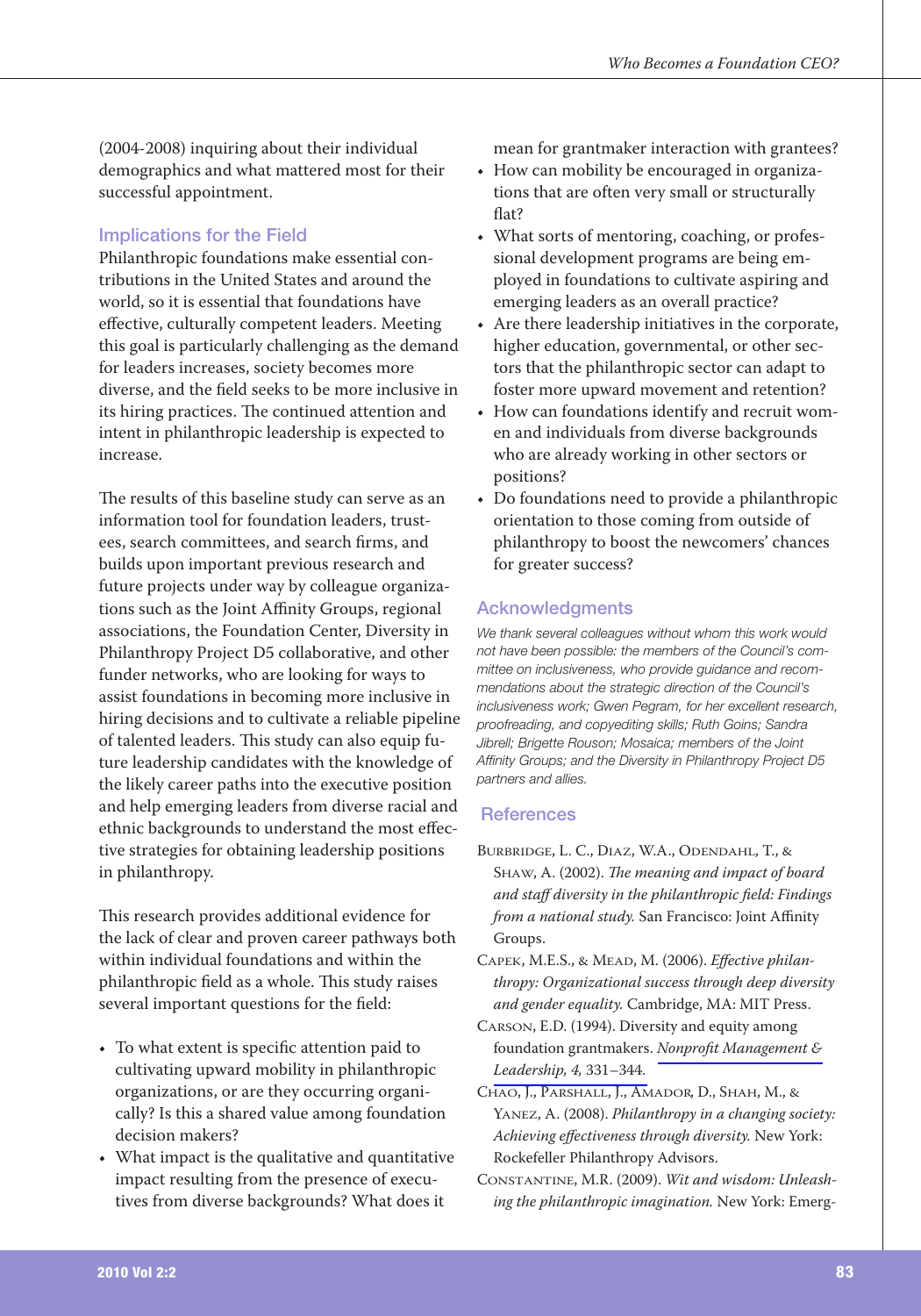(2004-2008) inquiring about their individual demographics and what mattered most for their successful appointment.

### Implications for the Field

Philanthropic foundations make essential contributions in the United States and around the world, so it is essential that foundations have effective, culturally competent leaders. Meeting this goal is particularly challenging as the demand for leaders increases, society becomes more diverse, and the field seeks to be more inclusive in its hiring practices. The continued attention and intent in philanthropic leadership is expected to increase.

The results of this baseline study can serve as an information tool for foundation leaders, trustees, search committees, and search firms, and builds upon important previous research and future projects under way by colleague organizations such as the Joint Affinity Groups, regional associations, the Foundation Center, Diversity in Philanthropy Project D5 collaborative, and other funder networks, who are looking for ways to assist foundations in becoming more inclusive in hiring decisions and to cultivate a reliable pipeline of talented leaders. This study can also equip future leadership candidates with the knowledge of the likely career paths into the executive position and help emerging leaders from diverse racial and ethnic backgrounds to understand the most effective strategies for obtaining leadership positions in philanthropy.

This research provides additional evidence for the lack of clear and proven career pathways both within individual foundations and within the philanthropic field as a whole. This study raises several important questions for the field:

- To what extent is specific attention paid to cultivating upward mobility in philanthropic organizations, or are they occurring organically? Is this a shared value among foundation decision makers?
- What impact is the qualitative and quantitative impact resulting from the presence of executives from diverse backgrounds? What does it mean for grantmaker interaction with grantees?
- How can mobility be encouraged in organizations that are often very small or structurally flat?
- What sorts of mentoring, coaching, or professional development programs are being employed in foundations to cultivate aspiring and emerging leaders as an overall practice?
- Are there leadership initiatives in the corporate, higher education, governmental, or other sectors that the philanthropic sector can adapt to foster more upward movement and retention?
- How can foundations identify and recruit women and individuals from diverse backgrounds who are already working in other sectors or positions?
- Do foundations need to provide a philanthropic orientation to those coming from outside of philanthropy to boost the newcomers' chances for greater success?

### Acknowledgments

*We thank several colleagues without whom this work would not have been possible: the members of the Council's committee on inclusiveness, who provide guidance and recommendations about the strategic direction of the Council's inclusiveness work; Gwen Pegram, for her excellent research, proofreading, and copyediting skills; Ruth Goins; Sandra Jibrell; Brigette Rouson; Mosaica; members of the Joint Affinity Groups; and the Diversity in Philanthropy Project D5 partners and allies.*

### References

Burbridge, L. C., Diaz, W.A., Odendahl, T., & Shaw, A. (2002). *The meaning and impact of board and staff diversity in the philanthropic field: Findings from a national study.* San Francisco: Joint Affinity Groups.

Capek, M.E.S., & Mead, M. (2006). *Effective philanthropy: Organizational success through deep diversity and gender equality.* Cambridge, MA: MIT Press.

Carson, E.D. (1994). Diversity and equity among foundation grantmakers. *Nonprofit Management & Leadership, 4,* 331–344.

Chao, J., Parshall, J., Amador, D., Shah, M., & Yanez, A. (2008). *Philanthropy in a changing society: Achieving effectiveness through diversity.* New York: Rockefeller Philanthropy Advisors.

Constantine, M.R. (2009). *Wit and wisdom: Unleashing the philanthropic imagination.* New York: Emerg-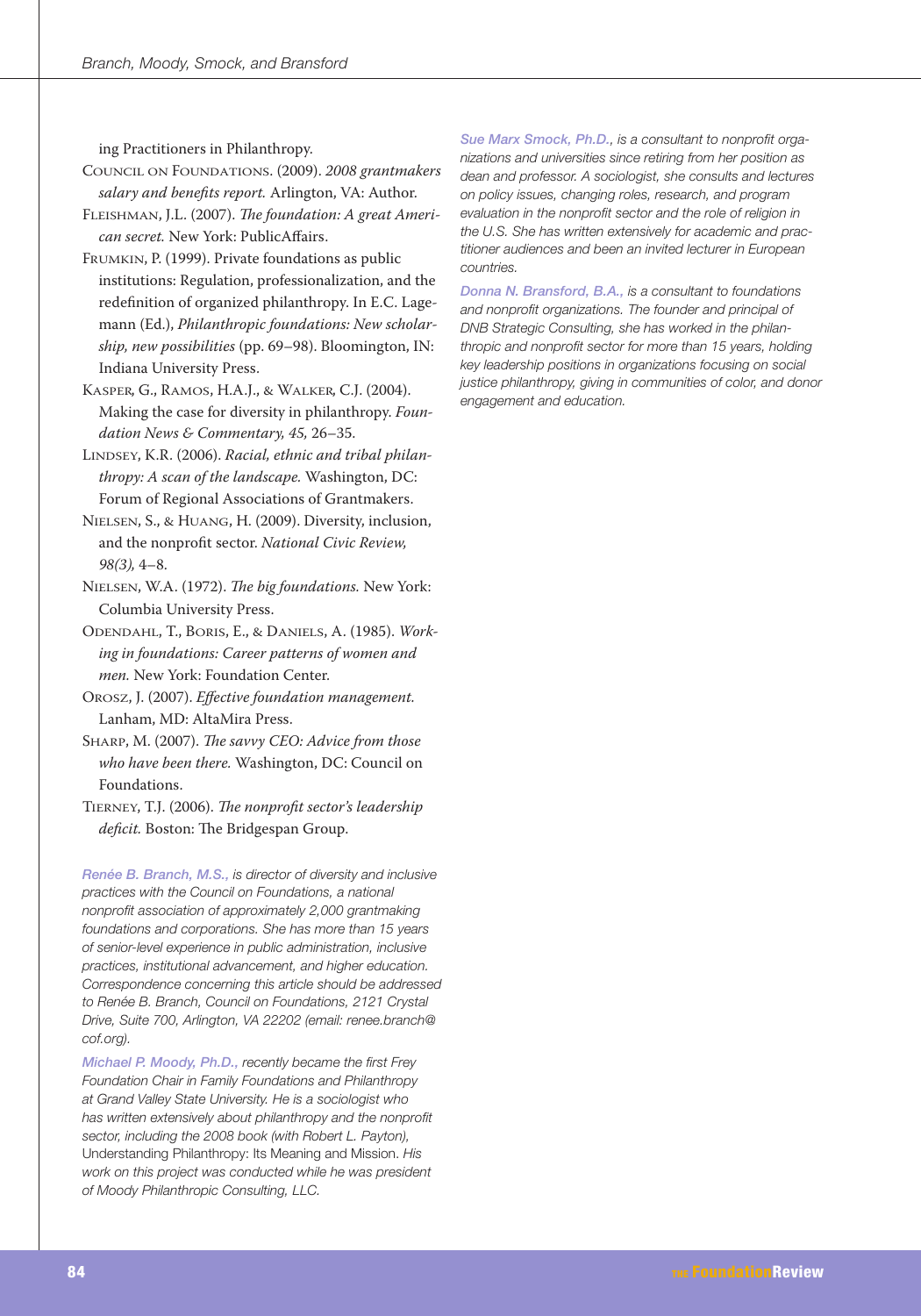ing Practitioners in Philanthropy.

Council on Foundations. (2009). *2008 grantmakers salary and benefits report.* Arlington, VA: Author.

Fleishman, J.L. (2007). *The foundation: A great American secret.* New York: PublicAffairs.

Frumkin, P. (1999). Private foundations as public institutions: Regulation, professionalization, and the redefinition of organized philanthropy. In E.C. Lagemann (Ed.), *Philanthropic foundations: New scholarship, new possibilities* (pp. 69–98). Bloomington, IN: Indiana University Press.

Kasper, G., Ramos, H.A.J., & Walker, C.J. (2004). Making the case for diversity in philanthropy. *Foundation News & Commentary, 45,* 26–35.

Lindsey, K.R. (2006). *Racial, ethnic and tribal philanthropy: A scan of the landscape.* Washington, DC: Forum of Regional Associations of Grantmakers.

Nielsen, S., & Huang, H. (2009). Diversity, inclusion, and the nonprofit sector. *National Civic Review, 98(3),* 4–8.

Nielsen, W.A. (1972). *The big foundations.* New York: Columbia University Press.

Odendahl, T., Boris, E., & Daniels, A. (1985). *Working in foundations: Career patterns of women and men.* New York: Foundation Center.

Orosz, J. (2007). *Effective foundation management.* Lanham, MD: AltaMira Press.

Sharp, M. (2007). *The savvy CEO: Advice from those who have been there.* Washington, DC: Council on Foundations.

Tierney, T.J. (2006). *The nonprofit sector's leadership deficit.* Boston: The Bridgespan Group.

*Renée B. Branch, M.S., is director of diversity and inclusive practices with the Council on Foundations, a national nonprofit association of approximately 2,000 grantmaking foundations and corporations. She has more than 15 years of senior-level experience in public administration, inclusive practices, institutional advancement, and higher education. Correspondence concerning this article should be addressed to Renée B. Branch, Council on Foundations, 2121 Crystal Drive, Suite 700, Arlington, VA 22202 (email: renee.branch@cof.org).*

*Michael P. Moody, Ph.D., recently became the first Frey Foundation Chair in Family Foundations and Philanthropy at Grand Valley State University. He is a sociologist who has written extensively about philanthropy and the nonprofit sector, including the 2008 book (with Robert L. Payton),* Understanding Philanthropy: Its Meaning and Mission. *His work on this project was conducted while he was president of Moody Philanthropic Consulting, LLC.*

*Sue Marx Smock, Ph.D., is a consultant to nonprofit organizations and universities since retiring from her position as dean and professor. A sociologist, she consults and lectures on policy issues, changing roles, research, and program evaluation in the nonprofit sector and the role of religion in the U.S. She has written extensively for academic and practitioner audiences and been an invited lecturer in European countries.*

*Donna N. Bransford, B.A., is a consultant to foundations and nonprofit organizations. The founder and principal of DNB Strategic Consulting, she has worked in the philanthropic and nonprofit sector for more than 15 years, holding key leadership positions in organizations focusing on social justice philanthropy, giving in communities of color, and donor engagement and education.*